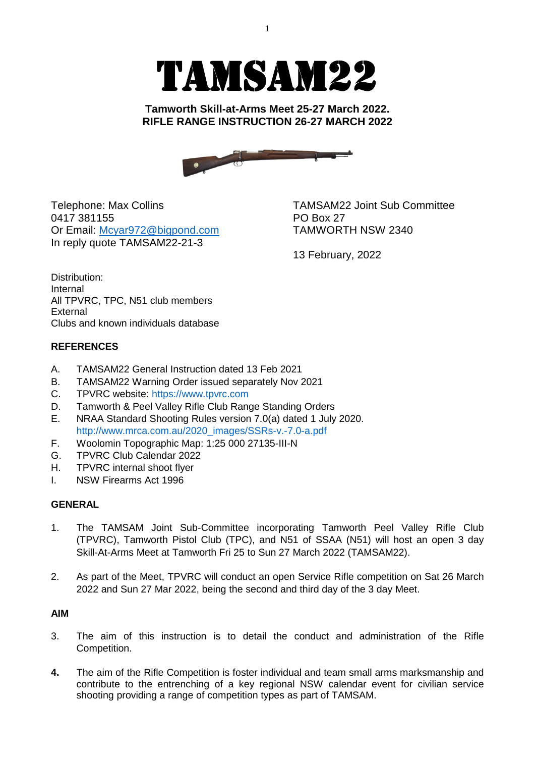# TAMSAM22

**Tamworth Skill-at-Arms Meet 25-27 March 2022.**
**RIFLE RANGE INSTRUCTION 26-27 MARCH 2022**

Telephone: Max Collins
0417 381155
Or Email: Mcyar972@bigpond.com
In reply quote TAMSAM22-21-3

TAMSAM22 Joint Sub Committee
PO Box 27
TAMWORTH NSW 2340

13 February, 2022

Distribution:
Internal
All TPVRC, TPC, N51 club members
External
Clubs and known individuals database

## REFERENCES

A. TAMSAM22 General Instruction dated 13 Feb 2021
B. TAMSAM22 Warning Order issued separately Nov 2021
C. TPVRC website: https://www.tpvrc.com
D. Tamworth & Peel Valley Rifle Club Range Standing Orders
E. NRAA Standard Shooting Rules version 7.0(a) dated 1 July 2020. http://www.mrca.com.au/2020_images/SSRs-v.-7.0-a.pdf
F. Woolomin Topographic Map: 1:25 000 27135-III-N
G. TPVRC Club Calendar 2022
H. TPVRC internal shoot flyer
I. NSW Firearms Act 1996

## GENERAL

1. The TAMSAM Joint Sub-Committee incorporating Tamworth Peel Valley Rifle Club (TPVRC), Tamworth Pistol Club (TPC), and N51 of SSAA (N51) will host an open 3 day Skill-At-Arms Meet at Tamworth Fri 25 to Sun 27 March 2022 (TAMSAM22).

2. As part of the Meet, TPVRC will conduct an open Service Rifle competition on Sat 26 March 2022 and Sun 27 Mar 2022, being the second and third day of the 3 day Meet.

## AIM

3. The aim of this instruction is to detail the conduct and administration of the Rifle Competition.

**4.** The aim of the Rifle Competition is foster individual and team small arms marksmanship and contribute to the entrenching of a key regional NSW calendar event for civilian service shooting providing a range of competition types as part of TAMSAM.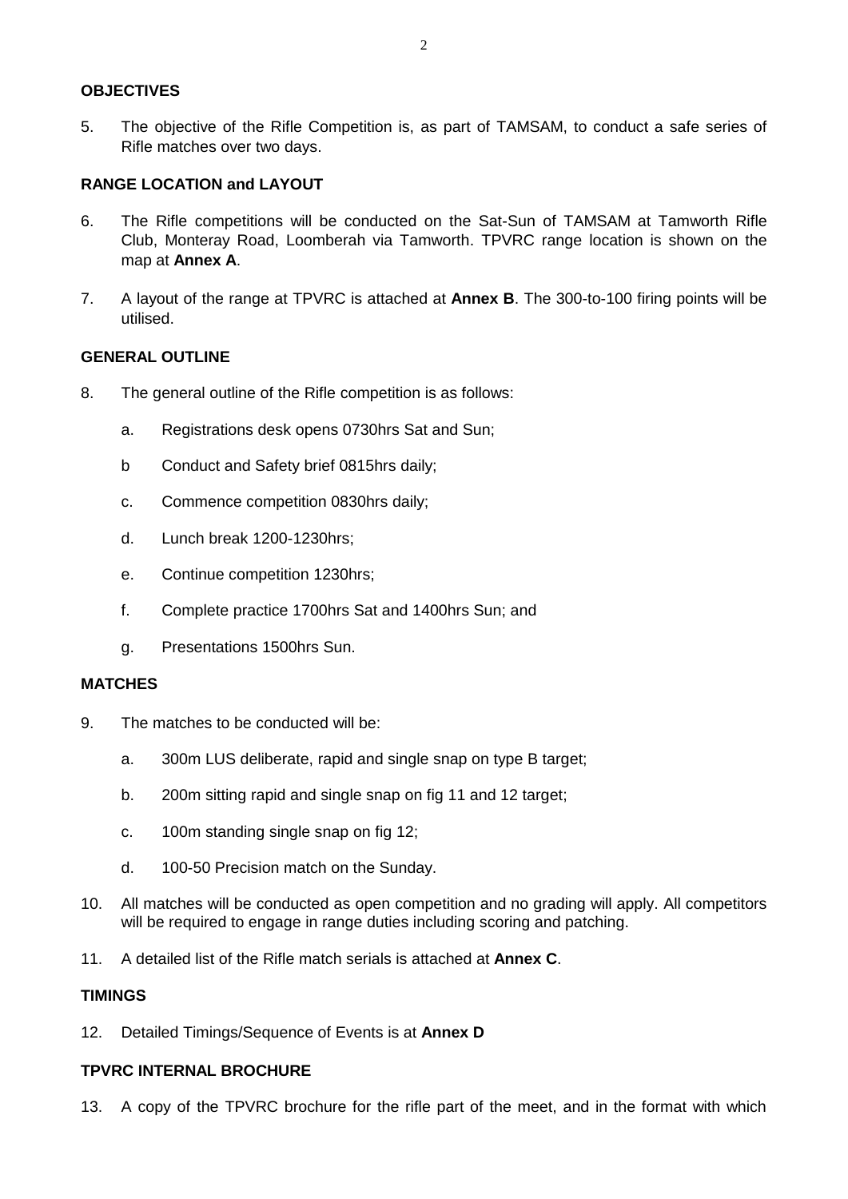**OBJECTIVES**

5. The objective of the Rifle Competition is, as part of TAMSAM, to conduct a safe series of Rifle matches over two days.

**RANGE LOCATION and LAYOUT**

6. The Rifle competitions will be conducted on the Sat-Sun of TAMSAM at Tamworth Rifle Club, Monteray Road, Loomberah via Tamworth. TPVRC range location is shown on the map at **Annex A**.

7. A layout of the range at TPVRC is attached at **Annex B**. The 300-to-100 firing points will be utilised.

**GENERAL OUTLINE**

8. The general outline of the Rifle competition is as follows:

   a. Registrations desk opens 0730hrs Sat and Sun;

   b Conduct and Safety brief 0815hrs daily;

   c. Commence competition 0830hrs daily;

   d. Lunch break 1200-1230hrs;

   e. Continue competition 1230hrs;

   f. Complete practice 1700hrs Sat and 1400hrs Sun; and

   g. Presentations 1500hrs Sun.

**MATCHES**

9. The matches to be conducted will be:

   a. 300m LUS deliberate, rapid and single snap on type B target;

   b. 200m sitting rapid and single snap on fig 11 and 12 target;

   c. 100m standing single snap on fig 12;

   d. 100-50 Precision match on the Sunday.

10. All matches will be conducted as open competition and no grading will apply. All competitors will be required to engage in range duties including scoring and patching.

11. A detailed list of the Rifle match serials is attached at **Annex C**.

**TIMINGS**

12. Detailed Timings/Sequence of Events is at **Annex D**

**TPVRC INTERNAL BROCHURE**

13. A copy of the TPVRC brochure for the rifle part of the meet, and in the format with which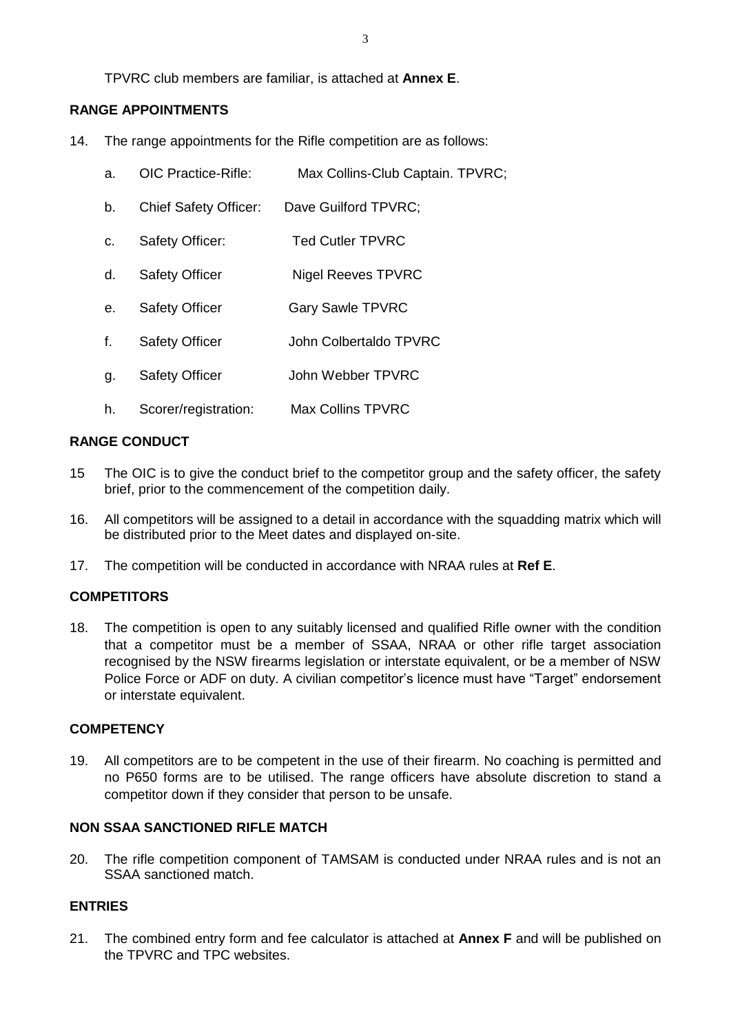TPVRC club members are familiar, is attached at **Annex E**.

**RANGE APPOINTMENTS**

14. The range appointments for the Rifle competition are as follows:

    a. OIC Practice-Rifle: Max Collins-Club Captain. TPVRC;

    b. Chief Safety Officer: Dave Guilford TPVRC;

    c. Safety Officer: Ted Cutler TPVRC

    d. Safety Officer Nigel Reeves TPVRC

    e. Safety Officer Gary Sawle TPVRC

    f. Safety Officer John Colbertaldo TPVRC

    g. Safety Officer John Webber TPVRC

    h. Scorer/registration: Max Collins TPVRC

**RANGE CONDUCT**

15 The OIC is to give the conduct brief to the competitor group and the safety officer, the safety brief, prior to the commencement of the competition daily.

16. All competitors will be assigned to a detail in accordance with the squadding matrix which will be distributed prior to the Meet dates and displayed on-site.

17. The competition will be conducted in accordance with NRAA rules at **Ref E**.

**COMPETITORS**

18. The competition is open to any suitably licensed and qualified Rifle owner with the condition that a competitor must be a member of SSAA, NRAA or other rifle target association recognised by the NSW firearms legislation or interstate equivalent, or be a member of NSW Police Force or ADF on duty. A civilian competitor's licence must have "Target" endorsement or interstate equivalent.

**COMPETENCY**

19. All competitors are to be competent in the use of their firearm. No coaching is permitted and no P650 forms are to be utilised. The range officers have absolute discretion to stand a competitor down if they consider that person to be unsafe.

**NON SSAA SANCTIONED RIFLE MATCH**

20. The rifle competition component of TAMSAM is conducted under NRAA rules and is not an SSAA sanctioned match.

**ENTRIES**

21. The combined entry form and fee calculator is attached at **Annex F** and will be published on the TPVRC and TPC websites.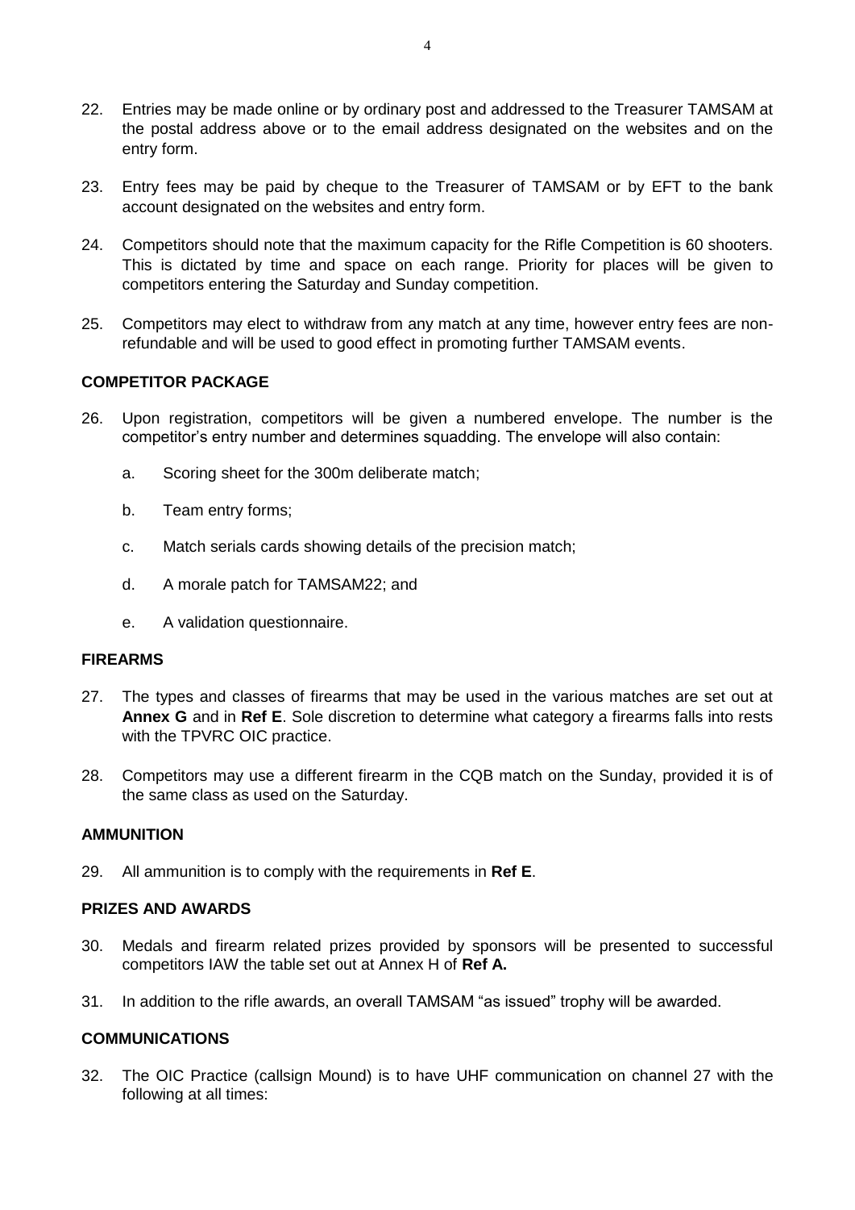22. Entries may be made online or by ordinary post and addressed to the Treasurer TAMSAM at the postal address above or to the email address designated on the websites and on the entry form.

23. Entry fees may be paid by cheque to the Treasurer of TAMSAM or by EFT to the bank account designated on the websites and entry form.

24. Competitors should note that the maximum capacity for the Rifle Competition is 60 shooters. This is dictated by time and space on each range. Priority for places will be given to competitors entering the Saturday and Sunday competition.

25. Competitors may elect to withdraw from any match at any time, however entry fees are non-refundable and will be used to good effect in promoting further TAMSAM events.

**COMPETITOR PACKAGE**

26. Upon registration, competitors will be given a numbered envelope. The number is the competitor's entry number and determines squadding. The envelope will also contain:

    a. Scoring sheet for the 300m deliberate match;

    b. Team entry forms;

    c. Match serials cards showing details of the precision match;

    d. A morale patch for TAMSAM22; and

    e. A validation questionnaire.

**FIREARMS**

27. The types and classes of firearms that may be used in the various matches are set out at **Annex G** and in **Ref E**. Sole discretion to determine what category a firearms falls into rests with the TPVRC OIC practice.

28. Competitors may use a different firearm in the CQB match on the Sunday, provided it is of the same class as used on the Saturday.

**AMMUNITION**

29. All ammunition is to comply with the requirements in **Ref E**.

**PRIZES AND AWARDS**

30. Medals and firearm related prizes provided by sponsors will be presented to successful competitors IAW the table set out at Annex H of **Ref A.**

31. In addition to the rifle awards, an overall TAMSAM "as issued" trophy will be awarded.

**COMMUNICATIONS**

32. The OIC Practice (callsign Mound) is to have UHF communication on channel 27 with the following at all times: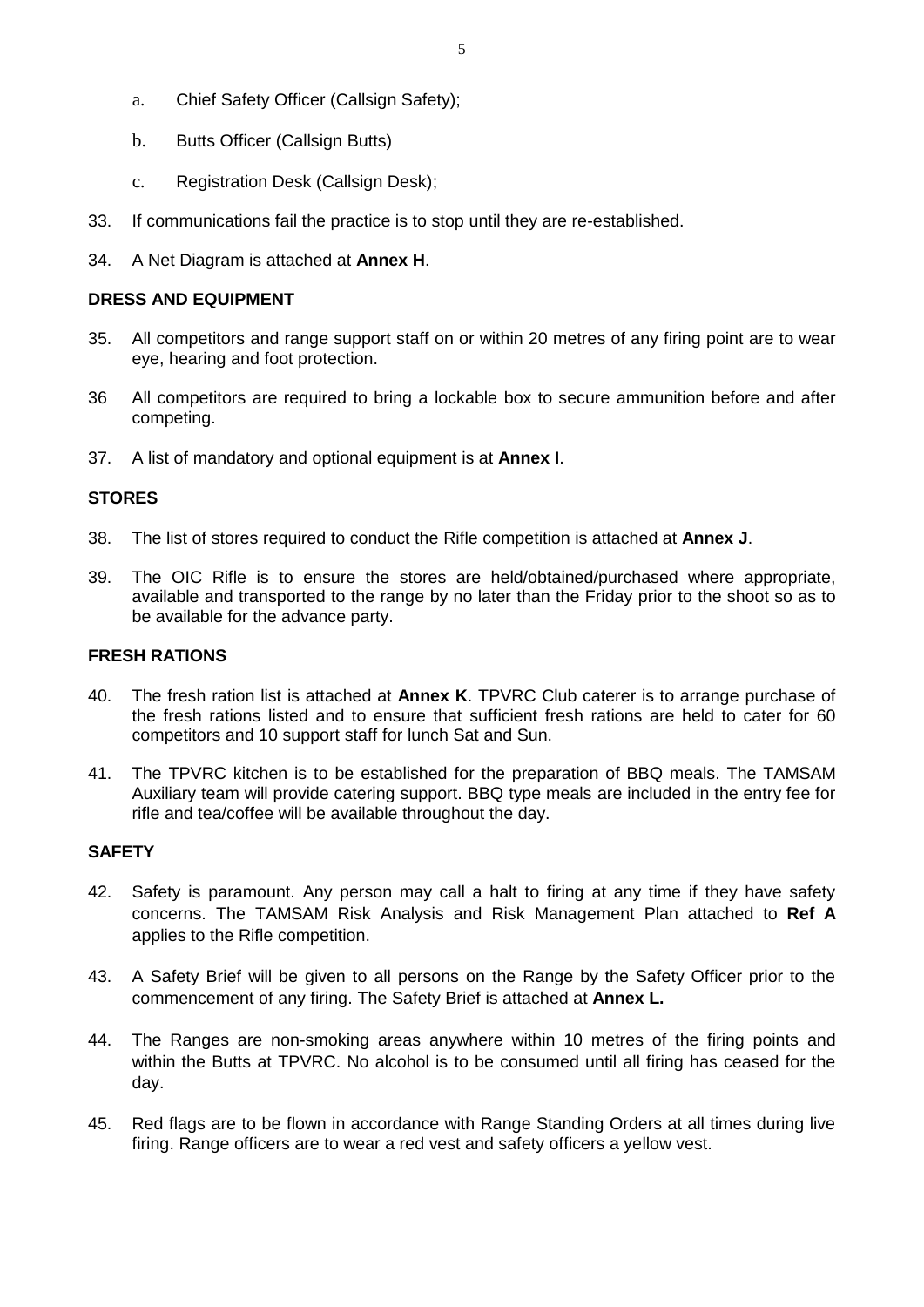a. Chief Safety Officer (Callsign Safety);

b. Butts Officer (Callsign Butts)

c. Registration Desk (Callsign Desk);

33. If communications fail the practice is to stop until they are re-established.

34. A Net Diagram is attached at **Annex H**.

**DRESS AND EQUIPMENT**

35. All competitors and range support staff on or within 20 metres of any firing point are to wear eye, hearing and foot protection.

36 All competitors are required to bring a lockable box to secure ammunition before and after competing.

37. A list of mandatory and optional equipment is at **Annex I**.

**STORES**

38. The list of stores required to conduct the Rifle competition is attached at **Annex J**.

39. The OIC Rifle is to ensure the stores are held/obtained/purchased where appropriate, available and transported to the range by no later than the Friday prior to the shoot so as to be available for the advance party.

**FRESH RATIONS**

40. The fresh ration list is attached at **Annex K**. TPVRC Club caterer is to arrange purchase of the fresh rations listed and to ensure that sufficient fresh rations are held to cater for 60 competitors and 10 support staff for lunch Sat and Sun.

41. The TPVRC kitchen is to be established for the preparation of BBQ meals. The TAMSAM Auxiliary team will provide catering support. BBQ type meals are included in the entry fee for rifle and tea/coffee will be available throughout the day.

**SAFETY**

42. Safety is paramount. Any person may call a halt to firing at any time if they have safety concerns. The TAMSAM Risk Analysis and Risk Management Plan attached to **Ref A** applies to the Rifle competition.

43. A Safety Brief will be given to all persons on the Range by the Safety Officer prior to the commencement of any firing. The Safety Brief is attached at **Annex L.**

44. The Ranges are non-smoking areas anywhere within 10 metres of the firing points and within the Butts at TPVRC. No alcohol is to be consumed until all firing has ceased for the day.

45. Red flags are to be flown in accordance with Range Standing Orders at all times during live firing. Range officers are to wear a red vest and safety officers a yellow vest.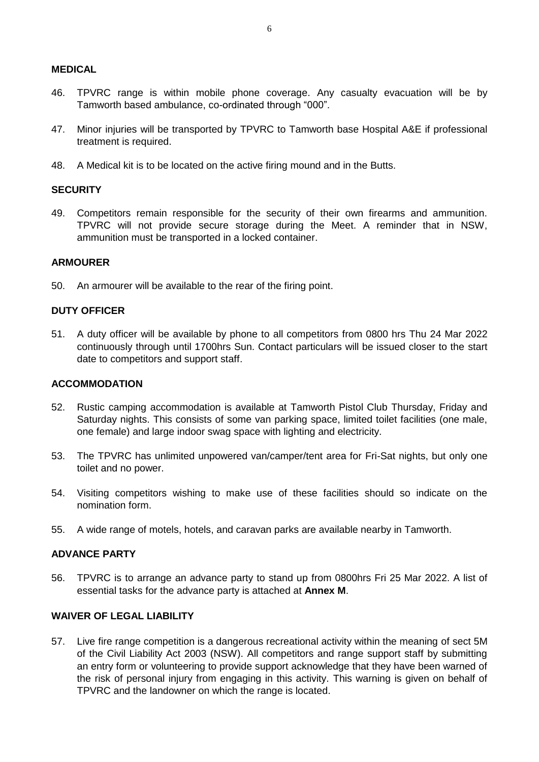## MEDICAL

46. TPVRC range is within mobile phone coverage. Any casualty evacuation will be by Tamworth based ambulance, co-ordinated through "000".

47. Minor injuries will be transported by TPVRC to Tamworth base Hospital A&E if professional treatment is required.

48. A Medical kit is to be located on the active firing mound and in the Butts.

## SECURITY

49. Competitors remain responsible for the security of their own firearms and ammunition. TPVRC will not provide secure storage during the Meet. A reminder that in NSW, ammunition must be transported in a locked container.

## ARMOURER

50. An armourer will be available to the rear of the firing point.

## DUTY OFFICER

51. A duty officer will be available by phone to all competitors from 0800 hrs Thu 24 Mar 2022 continuously through until 1700hrs Sun. Contact particulars will be issued closer to the start date to competitors and support staff.

## ACCOMMODATION

52. Rustic camping accommodation is available at Tamworth Pistol Club Thursday, Friday and Saturday nights. This consists of some van parking space, limited toilet facilities (one male, one female) and large indoor swag space with lighting and electricity.

53. The TPVRC has unlimited unpowered van/camper/tent area for Fri-Sat nights, but only one toilet and no power.

54. Visiting competitors wishing to make use of these facilities should so indicate on the nomination form.

55. A wide range of motels, hotels, and caravan parks are available nearby in Tamworth.

## ADVANCE PARTY

56. TPVRC is to arrange an advance party to stand up from 0800hrs Fri 25 Mar 2022. A list of essential tasks for the advance party is attached at **Annex M**.

## WAIVER OF LEGAL LIABILITY

57. Live fire range competition is a dangerous recreational activity within the meaning of sect 5M of the Civil Liability Act 2003 (NSW). All competitors and range support staff by submitting an entry form or volunteering to provide support acknowledge that they have been warned of the risk of personal injury from engaging in this activity. This warning is given on behalf of TPVRC and the landowner on which the range is located.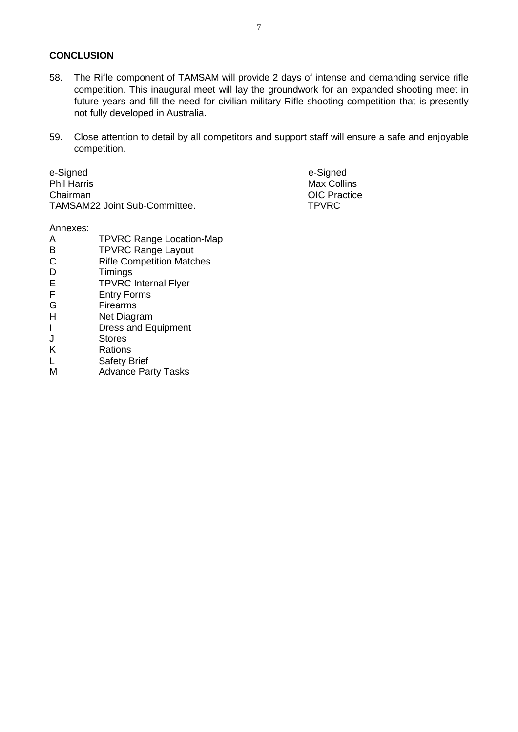**CONCLUSION**

58. The Rifle component of TAMSAM will provide 2 days of intense and demanding service rifle competition. This inaugural meet will lay the groundwork for an expanded shooting meet in future years and fill the need for civilian military Rifle shooting competition that is presently not fully developed in Australia.

59. Close attention to detail by all competitors and support staff will ensure a safe and enjoyable competition.

e-Signed
Phil Harris
Chairman
TAMSAM22 Joint Sub-Committee.

e-Signed
Max Collins
OIC Practice
TPVRC

Annexes:

| | |
|---|---|
| A | TPVRC Range Location-Map |
| B | TPVRC Range Layout |
| C | Rifle Competition Matches |
| D | Timings |
| E | TPVRC Internal Flyer |
| F | Entry Forms |
| G | Firearms |
| H | Net Diagram |
| I | Dress and Equipment |
| J | Stores |
| K | Rations |
| L | Safety Brief |
| M | Advance Party Tasks |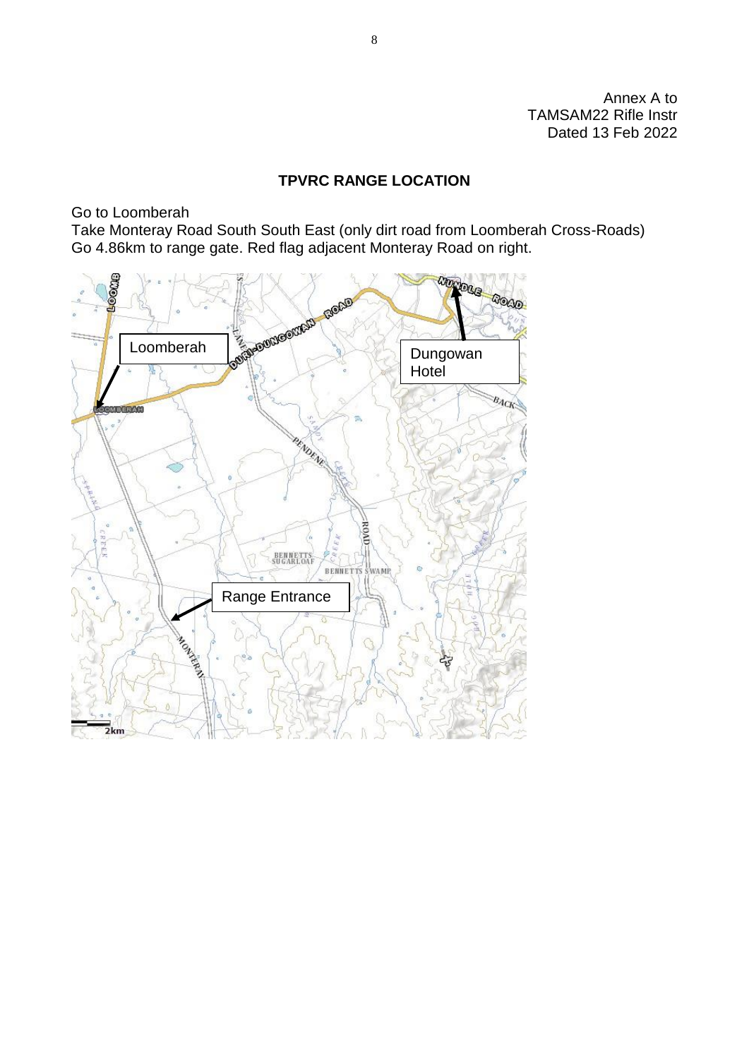Annex A to
TAMSAM22 Rifle Instr
Dated 13 Feb 2022

## TPVRC RANGE LOCATION

Go to Loomberah
Take Monteray Road South South East (only dirt road from Loomberah Cross-Roads)
Go 4.86km to range gate. Red flag adjacent Monteray Road on right.

Loomberah

Dungowan Hotel

Range Entrance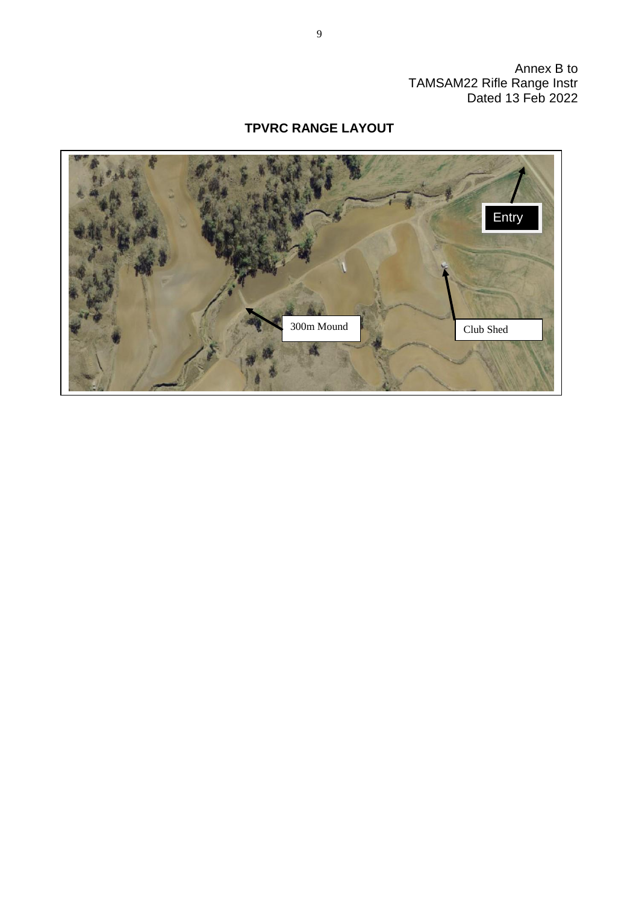Annex B to
TAMSAM22 Rifle Range Instr
Dated 13 Feb 2022

## TPVRC RANGE LAYOUT

Entry

300m Mound

Club Shed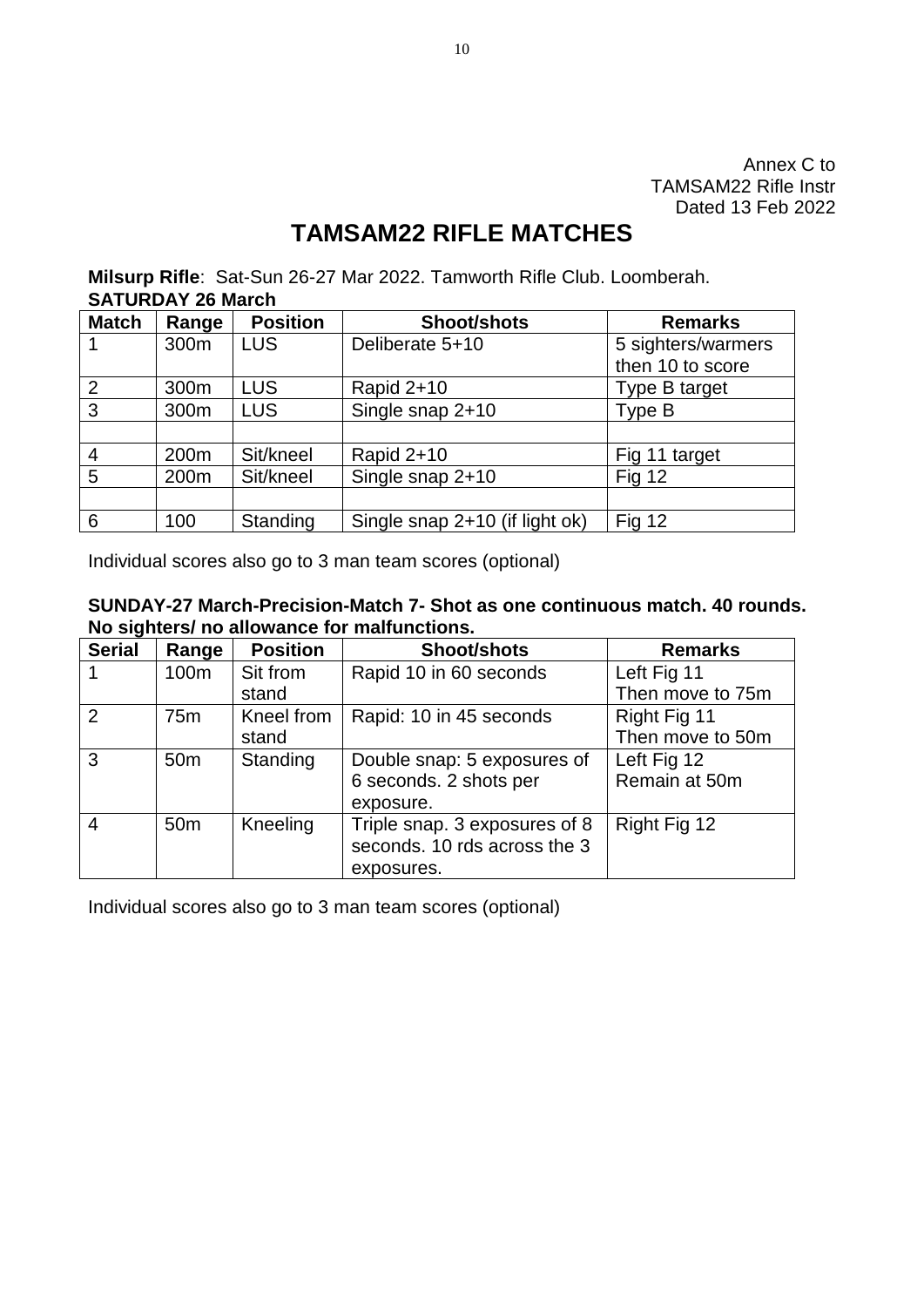Annex C to
TAMSAM22 Rifle Instr
Dated 13 Feb 2022

# TAMSAM22 RIFLE MATCHES

**Milsurp Rifle**: Sat-Sun 26-27 Mar 2022. Tamworth Rifle Club. Loomberah.

**SATURDAY 26 March**

| Match | Range | Position | Shoot/shots | Remarks |
|---|---|---|---|---|
| 1 | 300m | LUS | Deliberate 5+10 | 5 sighters/warmers then 10 to score |
| 2 | 300m | LUS | Rapid 2+10 | Type B target |
| 3 | 300m | LUS | Single snap 2+10 | Type B |
| | | | | |
| 4 | 200m | Sit/kneel | Rapid 2+10 | Fig 11 target |
| 5 | 200m | Sit/kneel | Single snap 2+10 | Fig 12 |
| | | | | |
| 6 | 100 | Standing | Single snap 2+10 (if light ok) | Fig 12 |

Individual scores also go to 3 man team scores (optional)

**SUNDAY-27 March-Precision-Match 7- Shot as one continuous match. 40 rounds. No sighters/ no allowance for malfunctions.**

| Serial | Range | Position | Shoot/shots | Remarks |
|---|---|---|---|---|
| 1 | 100m | Sit from stand | Rapid 10 in 60 seconds | Left Fig 11 Then move to 75m |
| 2 | 75m | Kneel from stand | Rapid: 10 in 45 seconds | Right Fig 11 Then move to 50m |
| 3 | 50m | Standing | Double snap: 5 exposures of 6 seconds. 2 shots per exposure. | Left Fig 12 Remain at 50m |
| 4 | 50m | Kneeling | Triple snap. 3 exposures of 8 seconds. 10 rds across the 3 exposures. | Right Fig 12 |

Individual scores also go to 3 man team scores (optional)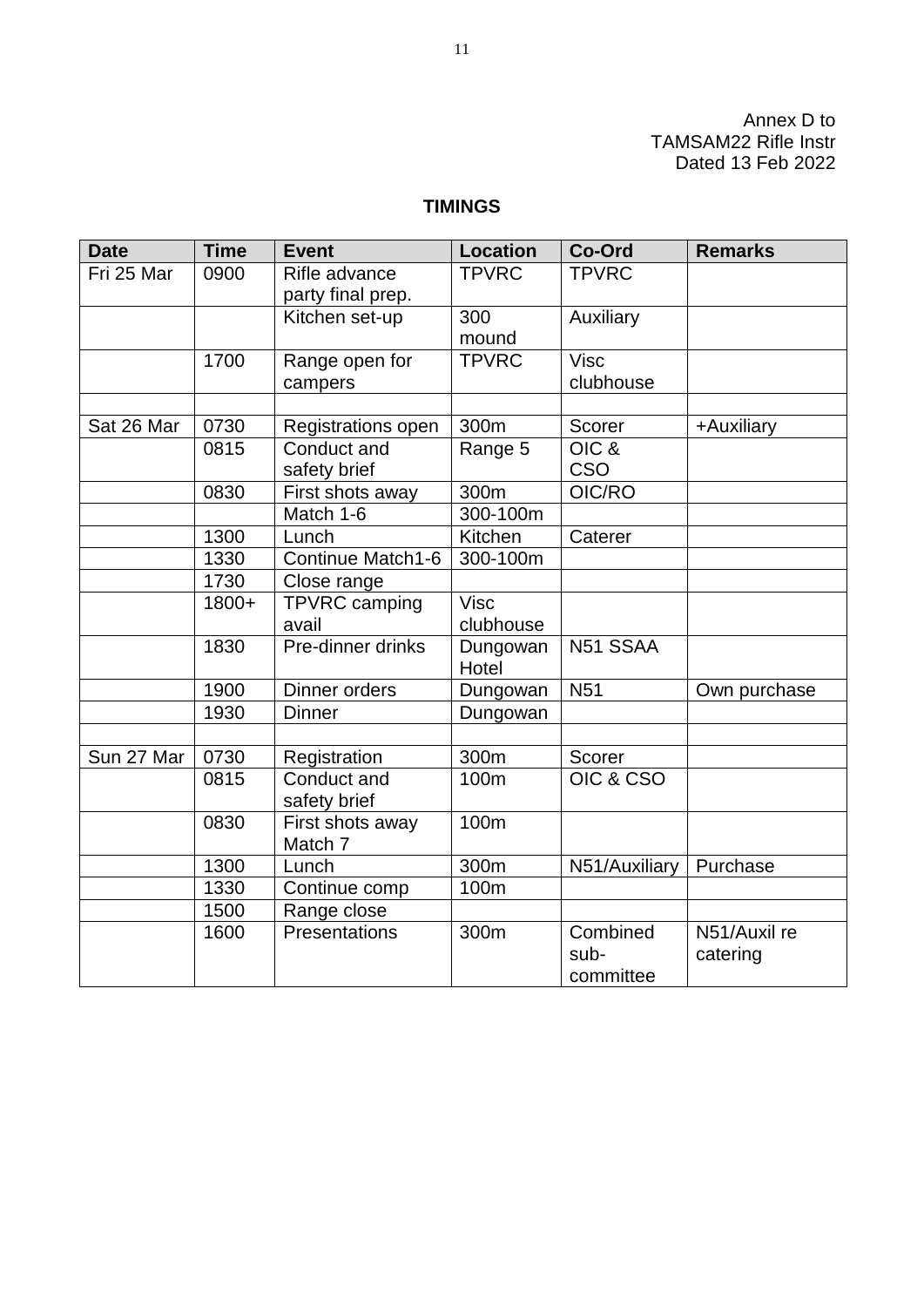Annex D to
TAMSAM22 Rifle Instr
Dated 13 Feb 2022

## TIMINGS

| Date | Time | Event | Location | Co-Ord | Remarks |
|---|---|---|---|---|---|
| Fri 25 Mar | 0900 | Rifle advance party final prep. | TPVRC | TPVRC | |
| | | Kitchen set-up | 300 mound | Auxiliary | |
| | 1700 | Range open for campers | TPVRC | Visc clubhouse | |
| | | | | | |
| Sat 26 Mar | 0730 | Registrations open | 300m | Scorer | +Auxiliary |
| | 0815 | Conduct and safety brief | Range 5 | OIC & CSO | |
| | 0830 | First shots away | 300m | OIC/RO | |
| | | Match 1-6 | 300-100m | | |
| | 1300 | Lunch | Kitchen | Caterer | |
| | 1330 | Continue Match1-6 | 300-100m | | |
| | 1730 | Close range | | | |
| | 1800+ | TPVRC camping avail | Visc clubhouse | | |
| | 1830 | Pre-dinner drinks | Dungowan Hotel | N51 SSAA | |
| | 1900 | Dinner orders | Dungowan | N51 | Own purchase |
| | 1930 | Dinner | Dungowan | | |
| | | | | | |
| Sun 27 Mar | 0730 | Registration | 300m | Scorer | |
| | 0815 | Conduct and safety brief | 100m | OIC & CSO | |
| | 0830 | First shots away Match 7 | 100m | | |
| | 1300 | Lunch | 300m | N51/Auxiliary | Purchase |
| | 1330 | Continue comp | 100m | | |
| | 1500 | Range close | | | |
| | 1600 | Presentations | 300m | Combined sub-committee | N51/Auxil re catering |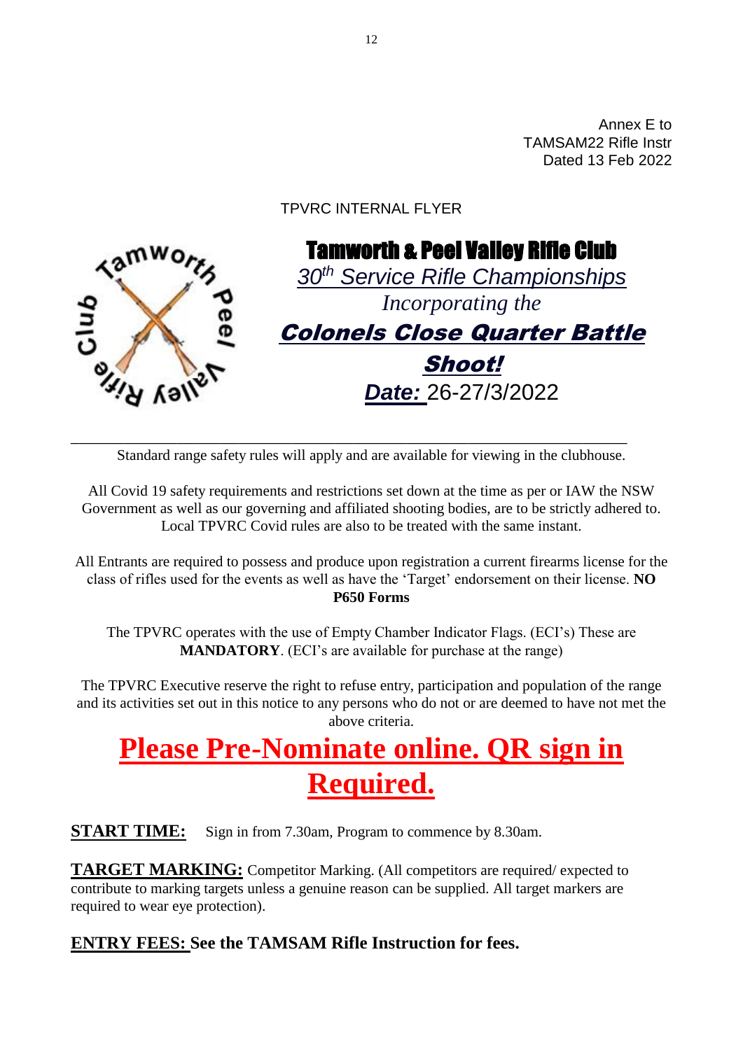Annex E to
TAMSAM22 Rifle Instr
Dated 13 Feb 2022

TPVRC INTERNAL FLYER

# Tamworth & Peel Valley Rifle Club

*30th Service Rifle Championships*

*Incorporating the*

## ***Colonels Close Quarter Battle Shoot!***

**Date:** 26-27/3/2022

---

Standard range safety rules will apply and are available for viewing in the clubhouse.

All Covid 19 safety requirements and restrictions set down at the time as per or IAW the NSW Government as well as our governing and affiliated shooting bodies, are to be strictly adhered to. Local TPVRC Covid rules are also to be treated with the same instant.

All Entrants are required to possess and produce upon registration a current firearms license for the class of rifles used for the events as well as have the 'Target' endorsement on their license. **NO P650 Forms**

The TPVRC operates with the use of Empty Chamber Indicator Flags. (ECI's) These are **MANDATORY**. (ECI's are available for purchase at the range)

The TPVRC Executive reserve the right to refuse entry, participation and population of the range and its activities set out in this notice to any persons who do not or are deemed to have not met the above criteria.

# **Please Pre-Nominate online. QR sign in Required.**

**START TIME:** Sign in from 7.30am, Program to commence by 8.30am.

**TARGET MARKING:** Competitor Marking. (All competitors are required/ expected to contribute to marking targets unless a genuine reason can be supplied. All target markers are required to wear eye protection).

**ENTRY FEES: See the TAMSAM Rifle Instruction for fees.**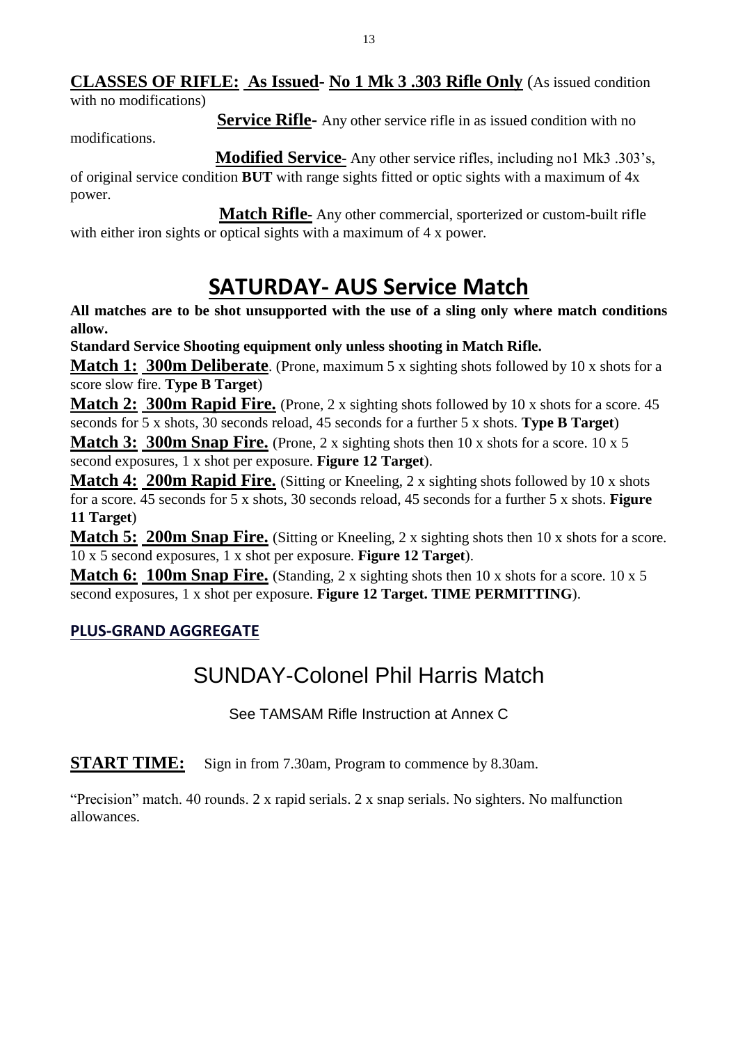**CLASSES OF RIFLE: As Issued- No 1 Mk 3 .303 Rifle Only** (As issued condition with no modifications)

**Service Rifle-** Any other service rifle in as issued condition with no modifications.

**Modified Service**- Any other service rifles, including no1 Mk3 .303's, of original service condition **BUT** with range sights fitted or optic sights with a maximum of 4x power.

**Match Rifle**- Any other commercial, sporterized or custom-built rifle with either iron sights or optical sights with a maximum of 4 x power.

# SATURDAY- AUS Service Match

**All matches are to be shot unsupported with the use of a sling only where match conditions allow.**

**Standard Service Shooting equipment only unless shooting in Match Rifle.**

**Match 1: 300m Deliberate**. (Prone, maximum 5 x sighting shots followed by 10 x shots for a score slow fire. **Type B Target**)

**Match 2: 300m Rapid Fire.** (Prone, 2 x sighting shots followed by 10 x shots for a score. 45 seconds for 5 x shots, 30 seconds reload, 45 seconds for a further 5 x shots. **Type B Target**)

**Match 3: 300m Snap Fire.** (Prone, 2 x sighting shots then 10 x shots for a score. 10 x 5 second exposures, 1 x shot per exposure. **Figure 12 Target**).

**Match 4: 200m Rapid Fire.** (Sitting or Kneeling, 2 x sighting shots followed by 10 x shots for a score. 45 seconds for 5 x shots, 30 seconds reload, 45 seconds for a further 5 x shots. **Figure 11 Target**)

**Match 5: 200m Snap Fire.** (Sitting or Kneeling, 2 x sighting shots then 10 x shots for a score. 10 x 5 second exposures, 1 x shot per exposure. **Figure 12 Target**).

**Match 6: 100m Snap Fire.** (Standing, 2 x sighting shots then 10 x shots for a score. 10 x 5 second exposures, 1 x shot per exposure. **Figure 12 Target. TIME PERMITTING**).

**PLUS-GRAND AGGREGATE**

# SUNDAY-Colonel Phil Harris Match

See TAMSAM Rifle Instruction at Annex C

**START TIME:** Sign in from 7.30am, Program to commence by 8.30am.

"Precision" match. 40 rounds. 2 x rapid serials. 2 x snap serials. No sighters. No malfunction allowances.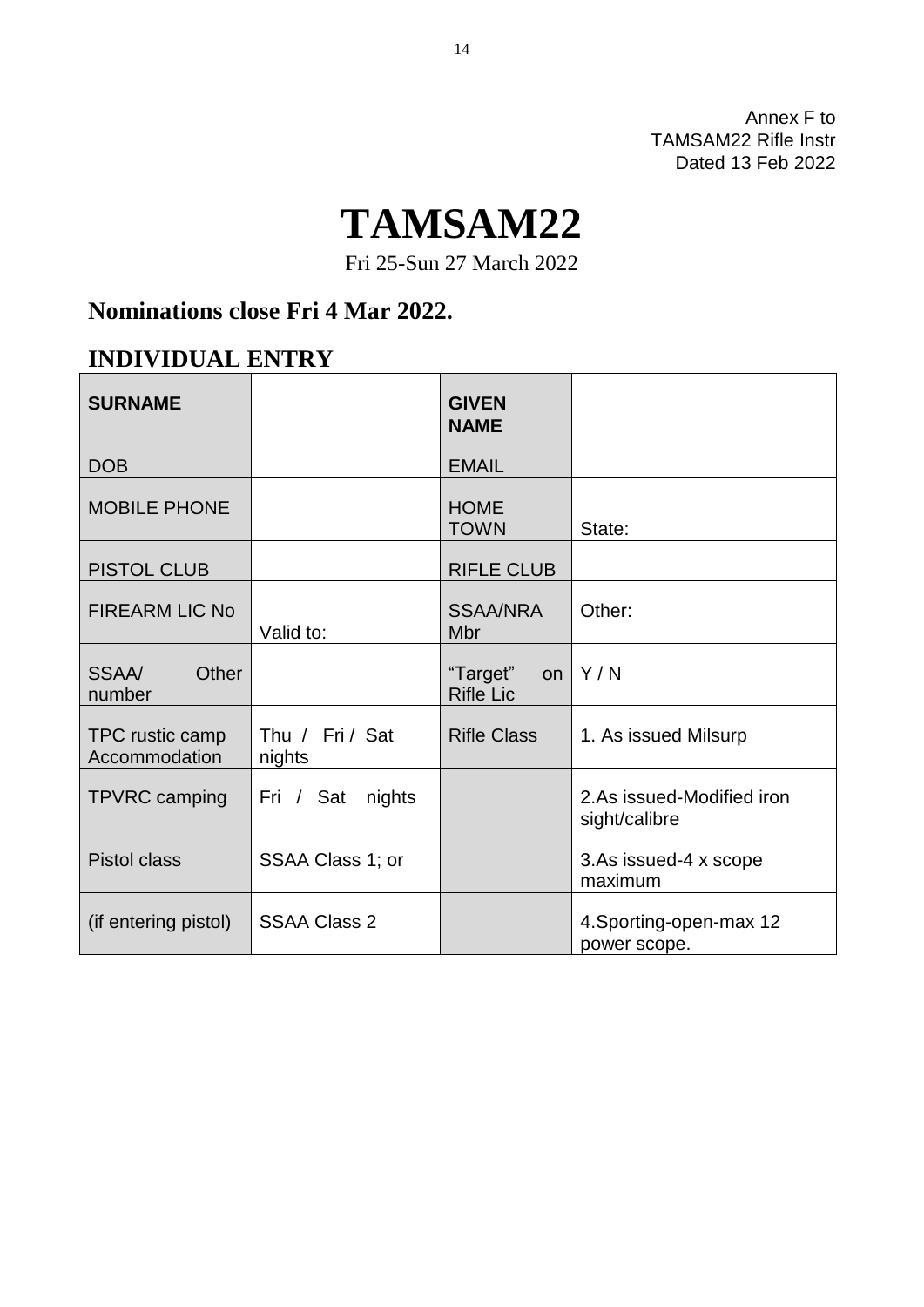Annex F to
TAMSAM22 Rifle Instr
Dated 13 Feb 2022

# TAMSAM22

Fri 25-Sun 27 March 2022

## Nominations close Fri 4 Mar 2022.

## INDIVIDUAL ENTRY

| **SURNAME** | | **GIVEN NAME** | |
|---|---|---|---|
| DOB | | EMAIL | |
| MOBILE PHONE | | HOME TOWN | State: |
| PISTOL CLUB | | RIFLE CLUB | |
| FIREARM LIC No | Valid to: | SSAA/NRA Mbr | Other: |
| SSAA/ Other number | | “Target” on Rifle Lic | Y / N |
| TPC rustic camp Accommodation | Thu / Fri / Sat nights | Rifle Class | 1. As issued Milsurp |
| TPVRC camping | Fri / Sat nights | | 2.As issued-Modified iron sight/calibre |
| Pistol class | SSAA Class 1; or | | 3.As issued-4 x scope maximum |
| (if entering pistol) | SSAA Class 2 | | 4.Sporting-open-max 12 power scope. |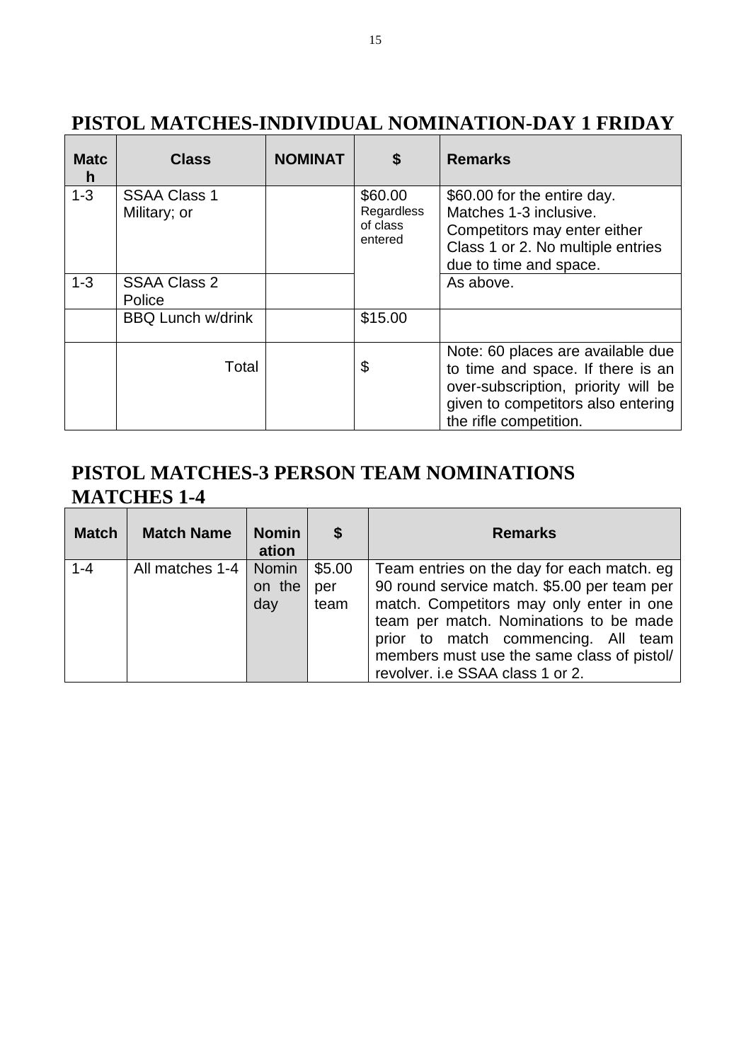## PISTOL MATCHES-INDIVIDUAL NOMINATION-DAY 1 FRIDAY

| Match | Class | NOMINAT | $ | Remarks |
|---|---|---|---|---|
| 1-3 | SSAA Class 1 Military; or | | $60.00 Regardless of class entered | $60.00 for the entire day. Matches 1-3 inclusive. Competitors may enter either Class 1 or 2. No multiple entries due to time and space. |
| 1-3 | SSAA Class 2 Police | | | As above. |
| | BBQ Lunch w/drink | | $15.00 | |
| | Total | | $ | Note: 60 places are available due to time and space. If there is an over-subscription, priority will be given to competitors also entering the rifle competition. |

## PISTOL MATCHES-3 PERSON TEAM NOMINATIONS MATCHES 1-4

| Match | Match Name | Nomination | $ | Remarks |
|---|---|---|---|---|
| 1-4 | All matches 1-4 | Nomin on the day | $5.00 per team | Team entries on the day for each match. eg 90 round service match. $5.00 per team per match. Competitors may only enter in one team per match. Nominations to be made prior to match commencing. All team members must use the same class of pistol/ revolver. i.e SSAA class 1 or 2. |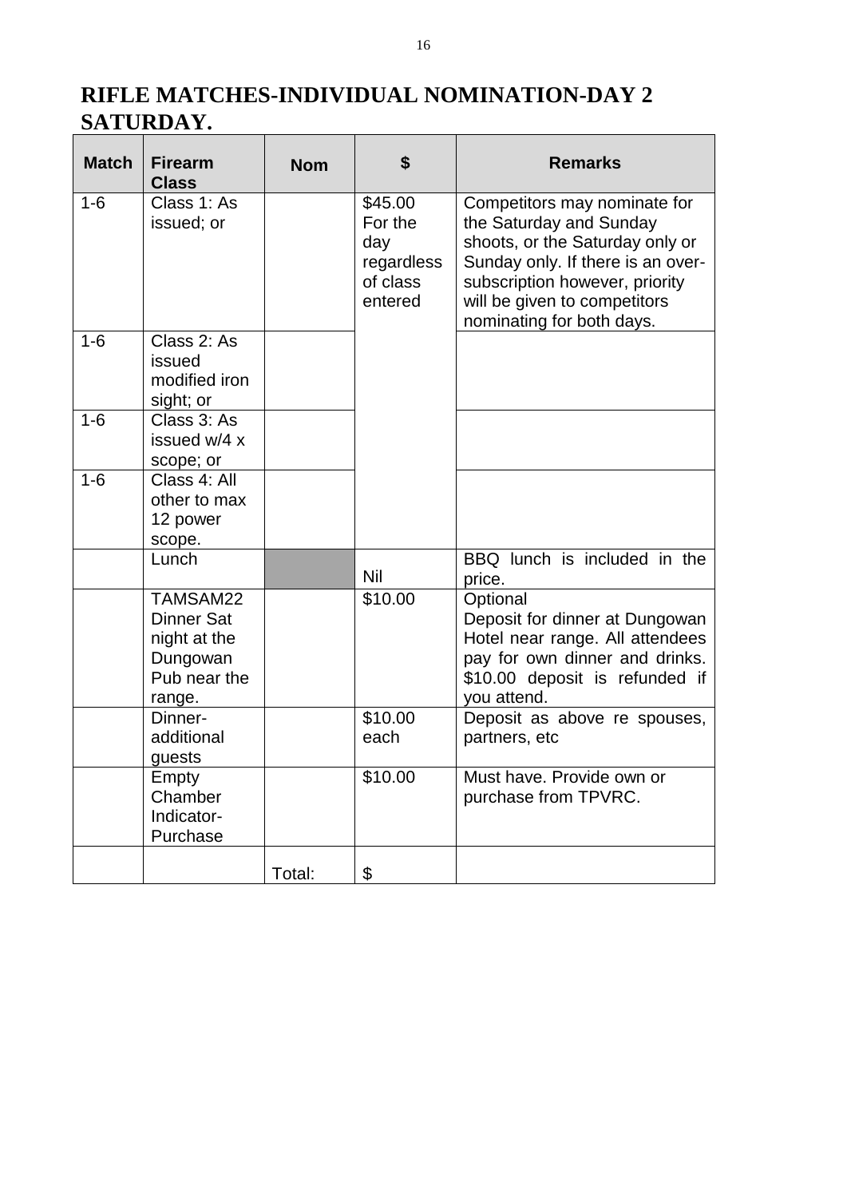# RIFLE MATCHES-INDIVIDUAL NOMINATION-DAY 2 SATURDAY.

| Match | Firearm Class | Nom | $ | Remarks |
|---|---|---|---|---|
| 1-6 | Class 1: As issued; or | | $45.00 For the day regardless of class entered | Competitors may nominate for the Saturday and Sunday shoots, or the Saturday only or Sunday only. If there is an over-subscription however, priority will be given to competitors nominating for both days. |
| 1-6 | Class 2: As issued modified iron sight; or | | | |
| 1-6 | Class 3: As issued w/4 x scope; or | | | |
| 1-6 | Class 4: All other to max 12 power scope. | | | |
| | Lunch | | Nil | BBQ lunch is included in the price. |
| | TAMSAM22 Dinner Sat night at the Dungowan Pub near the range. | | $10.00 | Optional<br>Deposit for dinner at Dungowan Hotel near range. All attendees pay for own dinner and drinks. $10.00 deposit is refunded if you attend. |
| | Dinner-additional guests | | $10.00 each | Deposit as above re spouses, partners, etc |
| | Empty Chamber Indicator-Purchase | | $10.00 | Must have. Provide own or purchase from TPVRC. |
| | | Total: | $ | |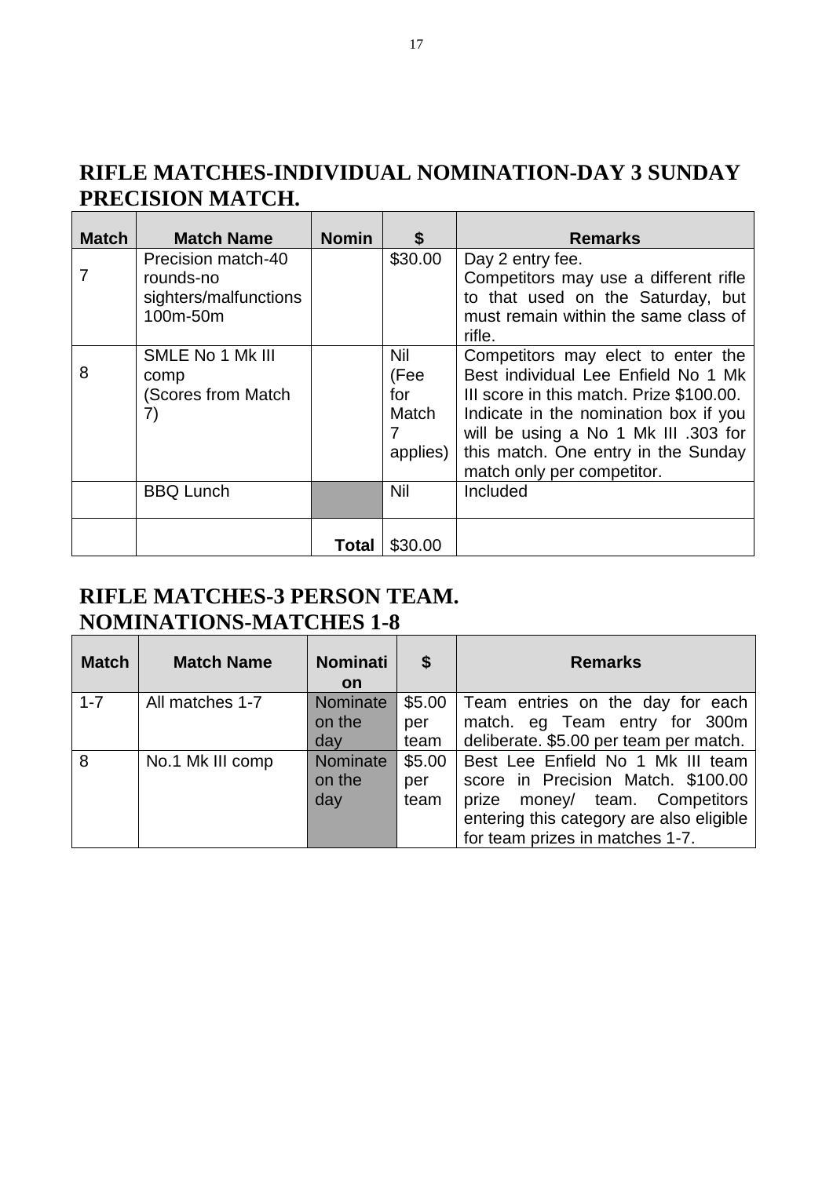# RIFLE MATCHES-INDIVIDUAL NOMINATION-DAY 3 SUNDAY PRECISION MATCH.

| Match | Match Name | Nomin | $ | Remarks |
|---|---|---|---|---|
| 7 | Precision match-40 rounds-no sighters/malfunctions 100m-50m | | $30.00 | Day 2 entry fee. Competitors may use a different rifle to that used on the Saturday, but must remain within the same class of rifle. |
| 8 | SMLE No 1 Mk III comp (Scores from Match 7) | | Nil (Fee for Match 7 applies) | Competitors may elect to enter the Best individual Lee Enfield No 1 Mk III score in this match. Prize $100.00. Indicate in the nomination box if you will be using a No 1 Mk III .303 for this match. One entry in the Sunday match only per competitor. |
| | BBQ Lunch | | Nil | Included |
| | | **Total** | $30.00 | |

# RIFLE MATCHES-3 PERSON TEAM. NOMINATIONS-MATCHES 1-8

| Match | Match Name | Nomination | $ | Remarks |
|---|---|---|---|---|
| 1-7 | All matches 1-7 | Nominate on the day | $5.00 per team | Team entries on the day for each match. eg Team entry for 300m deliberate. $5.00 per team per match. |
| 8 | No.1 Mk III comp | Nominate on the day | $5.00 per team | Best Lee Enfield No 1 Mk III team score in Precision Match. $100.00 prize money/ team. Competitors entering this category are also eligible for team prizes in matches 1-7. |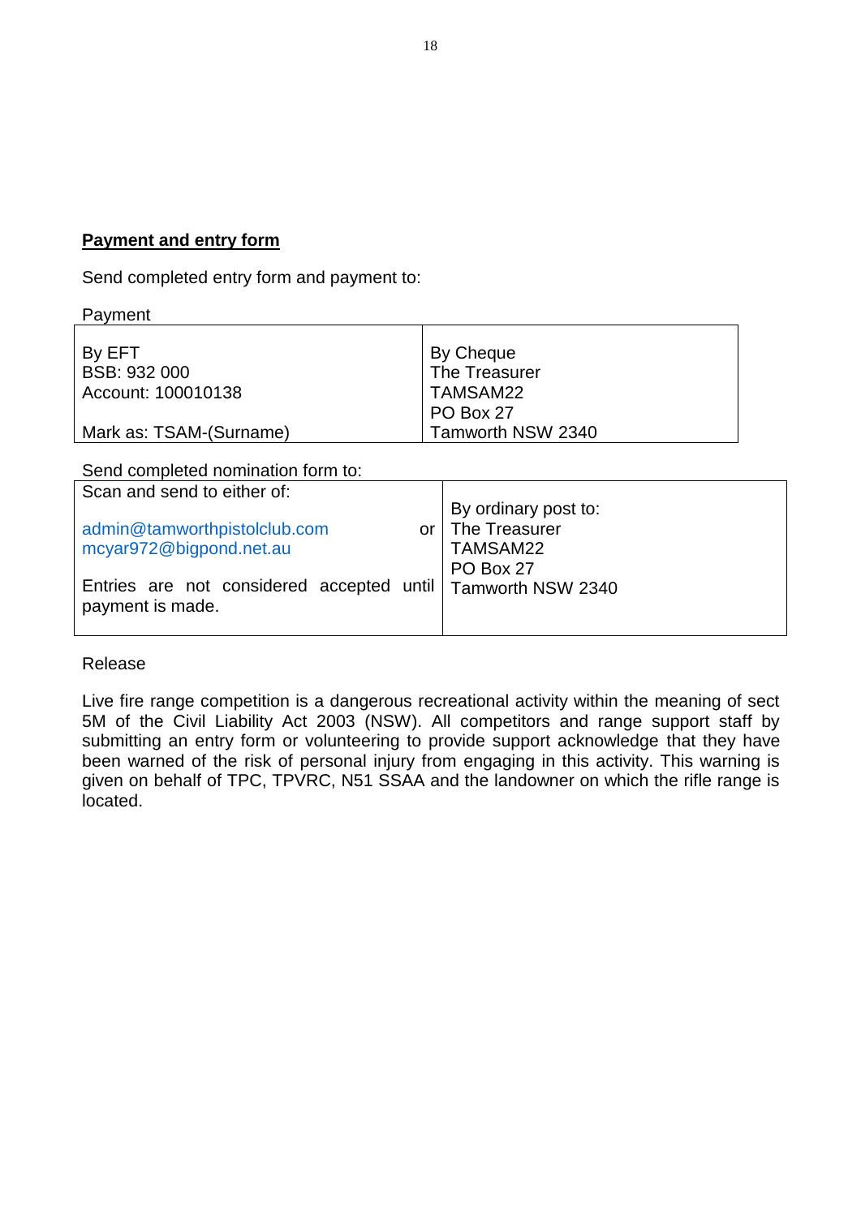**Payment and entry form**

Send completed entry form and payment to:

Payment

| By EFT<br>BSB: 932 000<br>Account: 100010138<br><br>Mark as: TSAM-(Surname) | By Cheque<br>The Treasurer<br>TAMSAM22<br>PO Box 27<br>Tamworth NSW 2340 |
|---|---|

Send completed nomination form to:

| Scan and send to either of:<br><br>admin@tamworthpistolclub.com or<br>mcyar972@bigpond.net.au<br><br>Entries are not considered accepted until payment is made. | By ordinary post to:<br>The Treasurer<br>TAMSAM22<br>PO Box 27<br>Tamworth NSW 2340 |
|---|---|

Release

Live fire range competition is a dangerous recreational activity within the meaning of sect 5M of the Civil Liability Act 2003 (NSW). All competitors and range support staff by submitting an entry form or volunteering to provide support acknowledge that they have been warned of the risk of personal injury from engaging in this activity. This warning is given on behalf of TPC, TPVRC, N51 SSAA and the landowner on which the rifle range is located.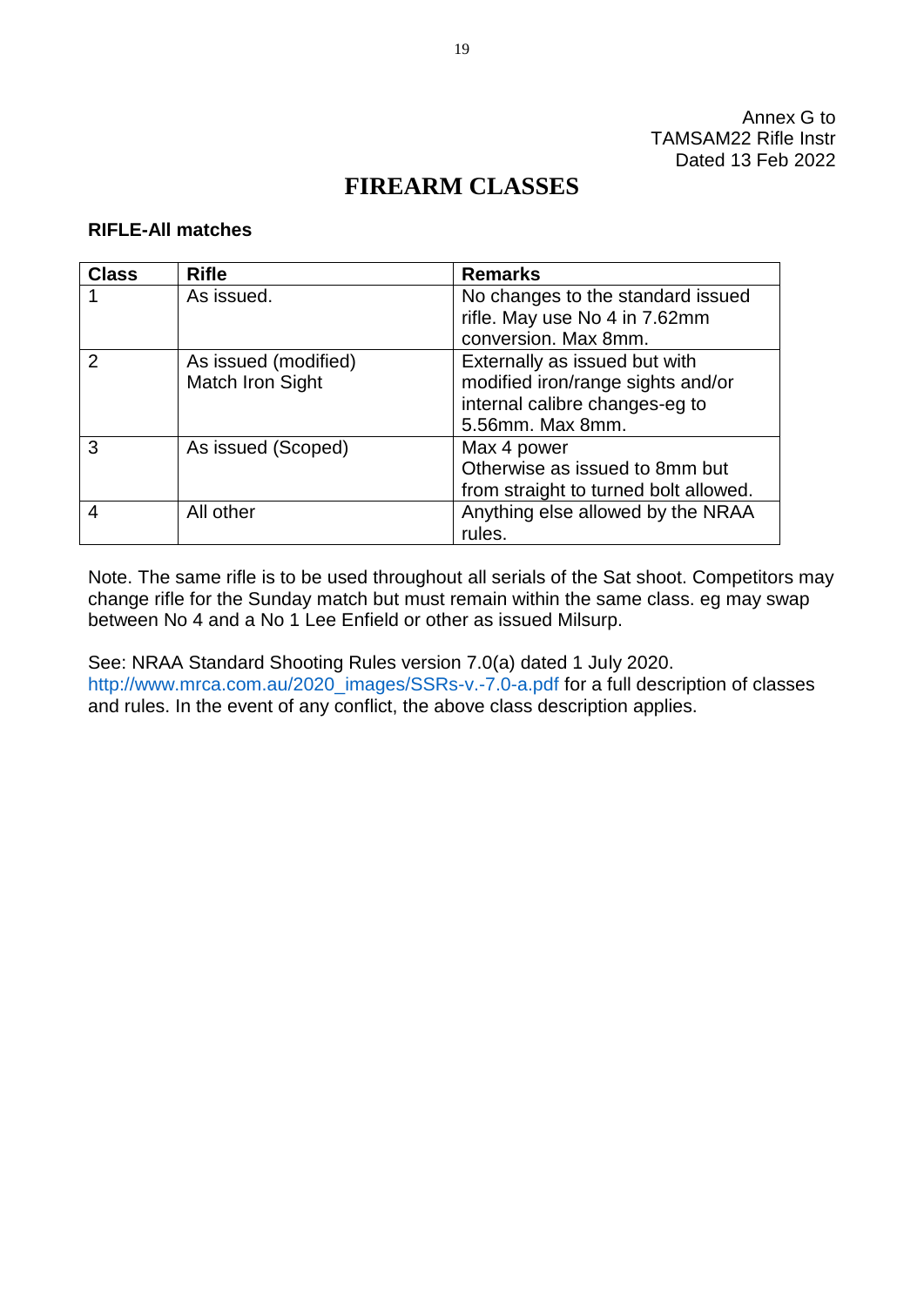Annex G to
TAMSAM22 Rifle Instr
Dated 13 Feb 2022

# FIREARM CLASSES

**RIFLE-All matches**

| Class | Rifle | Remarks |
|---|---|---|
| 1 | As issued. | No changes to the standard issued rifle. May use No 4 in 7.62mm conversion. Max 8mm. |
| 2 | As issued (modified) Match Iron Sight | Externally as issued but with modified iron/range sights and/or internal calibre changes-eg to 5.56mm. Max 8mm. |
| 3 | As issued (Scoped) | Max 4 power Otherwise as issued to 8mm but from straight to turned bolt allowed. |
| 4 | All other | Anything else allowed by the NRAA rules. |

Note. The same rifle is to be used throughout all serials of the Sat shoot. Competitors may change rifle for the Sunday match but must remain within the same class. eg may swap between No 4 and a No 1 Lee Enfield or other as issued Milsurp.

See: NRAA Standard Shooting Rules version 7.0(a) dated 1 July 2020. http://www.mrca.com.au/2020_images/SSRs-v.-7.0-a.pdf for a full description of classes and rules. In the event of any conflict, the above class description applies.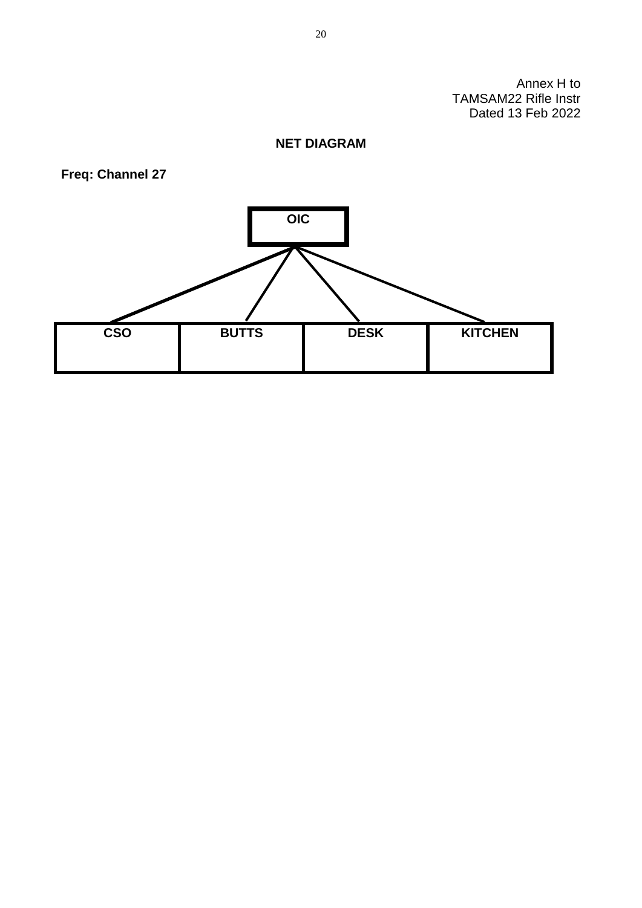Annex H to
TAMSAM22 Rifle Instr
Dated 13 Feb 2022

## NET DIAGRAM

**Freq: Channel 27**

**OIC**

| CSO | BUTTS | DESK | KITCHEN |
|---|---|---|---|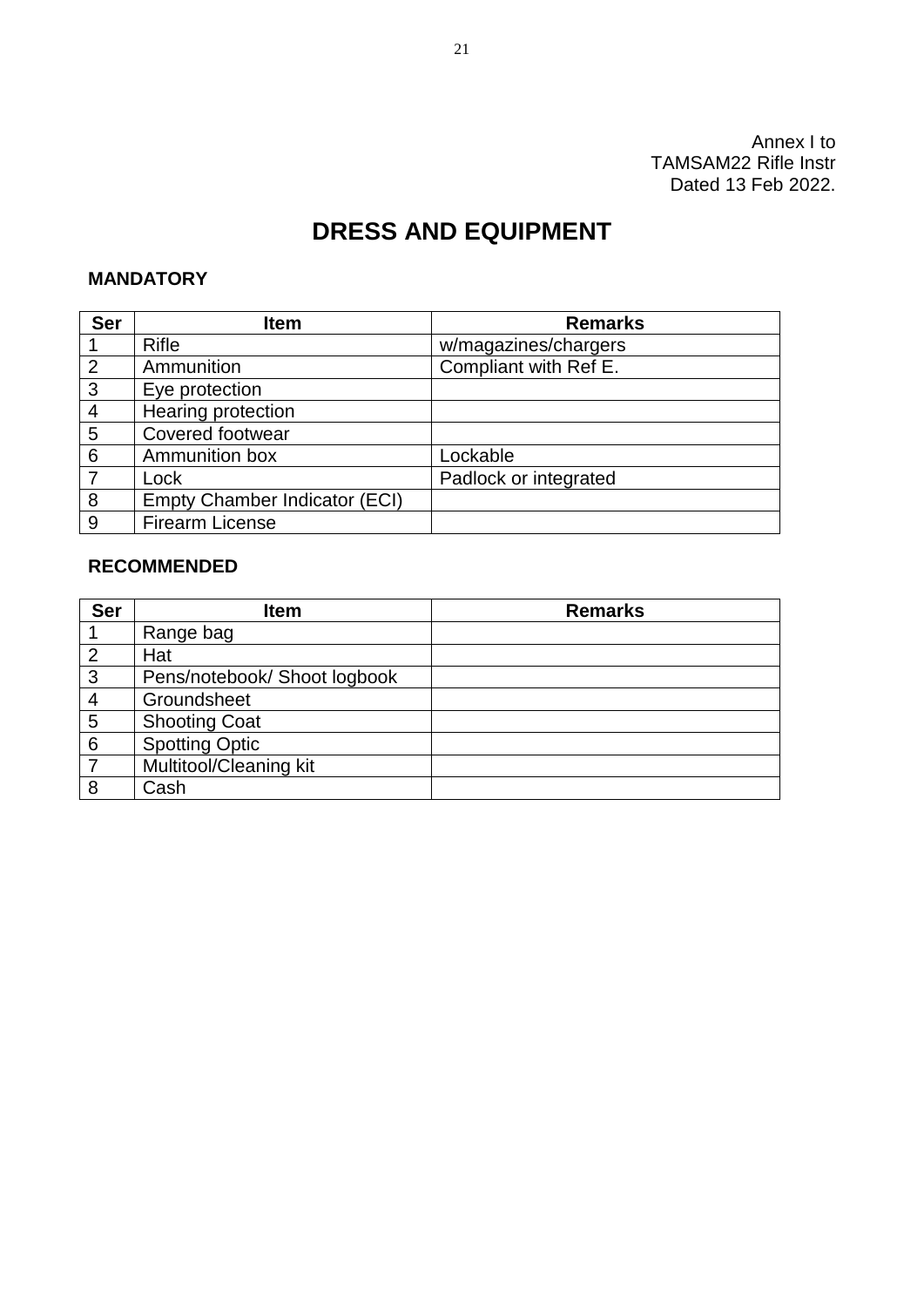Annex I to
TAMSAM22 Rifle Instr
Dated 13 Feb 2022.

# DRESS AND EQUIPMENT

**MANDATORY**

| Ser | Item | Remarks |
|---|---|---|
| 1 | Rifle | w/magazines/chargers |
| 2 | Ammunition | Compliant with Ref E. |
| 3 | Eye protection | |
| 4 | Hearing protection | |
| 5 | Covered footwear | |
| 6 | Ammunition box | Lockable |
| 7 | Lock | Padlock or integrated |
| 8 | Empty Chamber Indicator (ECI) | |
| 9 | Firearm License | |

**RECOMMENDED**

| Ser | Item | Remarks |
|---|---|---|
| 1 | Range bag | |
| 2 | Hat | |
| 3 | Pens/notebook/ Shoot logbook | |
| 4 | Groundsheet | |
| 5 | Shooting Coat | |
| 6 | Spotting Optic | |
| 7 | Multitool/Cleaning kit | |
| 8 | Cash | |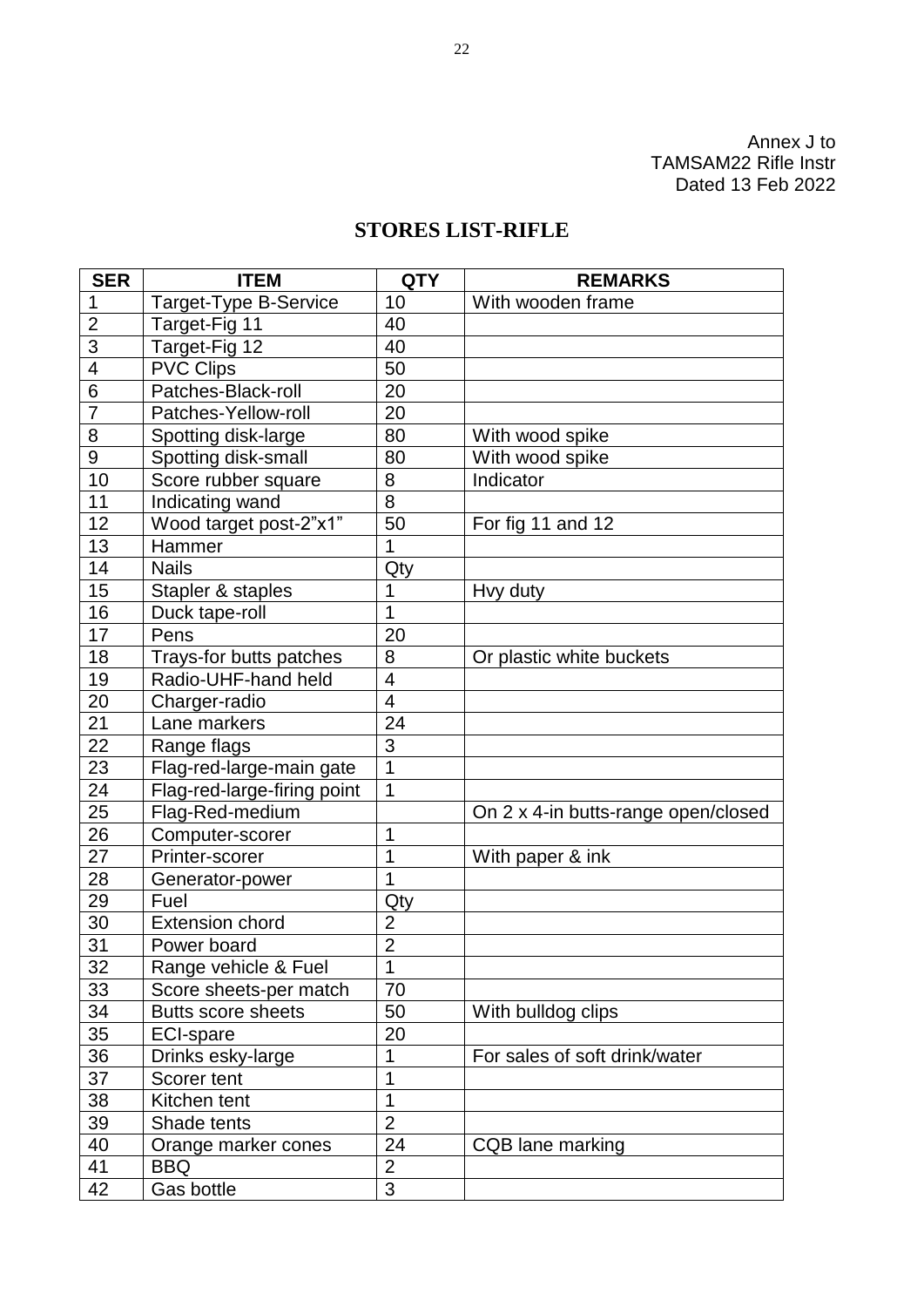Annex J to
TAMSAM22 Rifle Instr
Dated 13 Feb 2022

## STORES LIST-RIFLE

| SER | ITEM | QTY | REMARKS |
|---|---|---|---|
| 1 | Target-Type B-Service | 10 | With wooden frame |
| 2 | Target-Fig 11 | 40 | |
| 3 | Target-Fig 12 | 40 | |
| 4 | PVC Clips | 50 | |
| 6 | Patches-Black-roll | 20 | |
| 7 | Patches-Yellow-roll | 20 | |
| 8 | Spotting disk-large | 80 | With wood spike |
| 9 | Spotting disk-small | 80 | With wood spike |
| 10 | Score rubber square | 8 | Indicator |
| 11 | Indicating wand | 8 | |
| 12 | Wood target post-2"x1" | 50 | For fig 11 and 12 |
| 13 | Hammer | 1 | |
| 14 | Nails | Qty | |
| 15 | Stapler & staples | 1 | Hvy duty |
| 16 | Duck tape-roll | 1 | |
| 17 | Pens | 20 | |
| 18 | Trays-for butts patches | 8 | Or plastic white buckets |
| 19 | Radio-UHF-hand held | 4 | |
| 20 | Charger-radio | 4 | |
| 21 | Lane markers | 24 | |
| 22 | Range flags | 3 | |
| 23 | Flag-red-large-main gate | 1 | |
| 24 | Flag-red-large-firing point | 1 | |
| 25 | Flag-Red-medium | | On 2 x 4-in butts-range open/closed |
| 26 | Computer-scorer | 1 | |
| 27 | Printer-scorer | 1 | With paper & ink |
| 28 | Generator-power | 1 | |
| 29 | Fuel | Qty | |
| 30 | Extension chord | 2 | |
| 31 | Power board | 2 | |
| 32 | Range vehicle & Fuel | 1 | |
| 33 | Score sheets-per match | 70 | |
| 34 | Butts score sheets | 50 | With bulldog clips |
| 35 | ECI-spare | 20 | |
| 36 | Drinks esky-large | 1 | For sales of soft drink/water |
| 37 | Scorer tent | 1 | |
| 38 | Kitchen tent | 1 | |
| 39 | Shade tents | 2 | |
| 40 | Orange marker cones | 24 | CQB lane marking |
| 41 | BBQ | 2 | |
| 42 | Gas bottle | 3 | |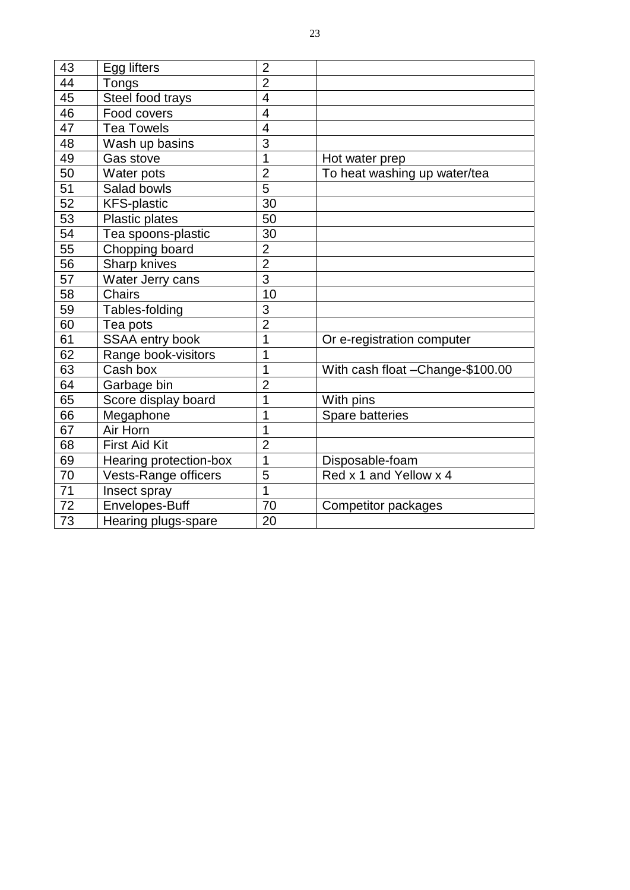| 43 | Egg lifters | 2 | |
|---|---|---|---|
| 44 | Tongs | 2 | |
| 45 | Steel food trays | 4 | |
| 46 | Food covers | 4 | |
| 47 | Tea Towels | 4 | |
| 48 | Wash up basins | 3 | |
| 49 | Gas stove | 1 | Hot water prep |
| 50 | Water pots | 2 | To heat washing up water/tea |
| 51 | Salad bowls | 5 | |
| 52 | KFS-plastic | 30 | |
| 53 | Plastic plates | 50 | |
| 54 | Tea spoons-plastic | 30 | |
| 55 | Chopping board | 2 | |
| 56 | Sharp knives | 2 | |
| 57 | Water Jerry cans | 3 | |
| 58 | Chairs | 10 | |
| 59 | Tables-folding | 3 | |
| 60 | Tea pots | 2 | |
| 61 | SSAA entry book | 1 | Or e-registration computer |
| 62 | Range book-visitors | 1 | |
| 63 | Cash box | 1 | With cash float –Change-$100.00 |
| 64 | Garbage bin | 2 | |
| 65 | Score display board | 1 | With pins |
| 66 | Megaphone | 1 | Spare batteries |
| 67 | Air Horn | 1 | |
| 68 | First Aid Kit | 2 | |
| 69 | Hearing protection-box | 1 | Disposable-foam |
| 70 | Vests-Range officers | 5 | Red x 1 and Yellow x 4 |
| 71 | Insect spray | 1 | |
| 72 | Envelopes-Buff | 70 | Competitor packages |
| 73 | Hearing plugs-spare | 20 | |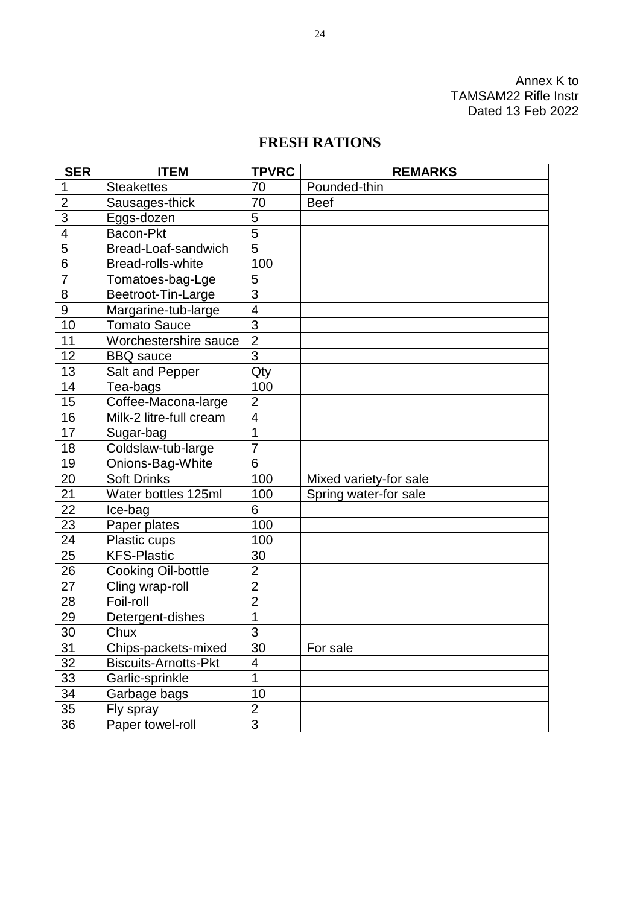Annex K to
TAMSAM22 Rifle Instr
Dated 13 Feb 2022

# FRESH RATIONS

| SER | ITEM | TPVRC | REMARKS |
|---|---|---|---|
| 1 | Steakettes | 70 | Pounded-thin |
| 2 | Sausages-thick | 70 | Beef |
| 3 | Eggs-dozen | 5 | |
| 4 | Bacon-Pkt | 5 | |
| 5 | Bread-Loaf-sandwich | 5 | |
| 6 | Bread-rolls-white | 100 | |
| 7 | Tomatoes-bag-Lge | 5 | |
| 8 | Beetroot-Tin-Large | 3 | |
| 9 | Margarine-tub-large | 4 | |
| 10 | Tomato Sauce | 3 | |
| 11 | Worchestershire sauce | 2 | |
| 12 | BBQ sauce | 3 | |
| 13 | Salt and Pepper | Qty | |
| 14 | Tea-bags | 100 | |
| 15 | Coffee-Macona-large | 2 | |
| 16 | Milk-2 litre-full cream | 4 | |
| 17 | Sugar-bag | 1 | |
| 18 | Coldslaw-tub-large | 7 | |
| 19 | Onions-Bag-White | 6 | |
| 20 | Soft Drinks | 100 | Mixed variety-for sale |
| 21 | Water bottles 125ml | 100 | Spring water-for sale |
| 22 | Ice-bag | 6 | |
| 23 | Paper plates | 100 | |
| 24 | Plastic cups | 100 | |
| 25 | KFS-Plastic | 30 | |
| 26 | Cooking Oil-bottle | 2 | |
| 27 | Cling wrap-roll | 2 | |
| 28 | Foil-roll | 2 | |
| 29 | Detergent-dishes | 1 | |
| 30 | Chux | 3 | |
| 31 | Chips-packets-mixed | 30 | For sale |
| 32 | Biscuits-Arnotts-Pkt | 4 | |
| 33 | Garlic-sprinkle | 1 | |
| 34 | Garbage bags | 10 | |
| 35 | Fly spray | 2 | |
| 36 | Paper towel-roll | 3 | |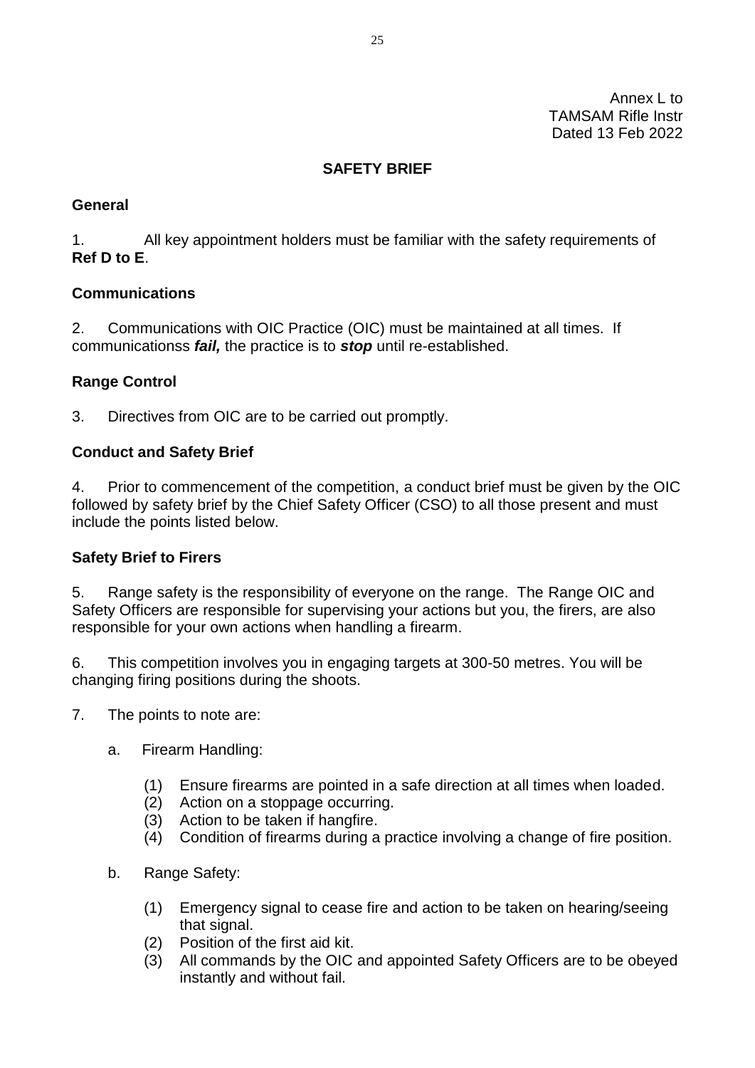Annex L to
TAMSAM Rifle Instr
Dated 13 Feb 2022

## SAFETY BRIEF

### General

1. All key appointment holders must be familiar with the safety requirements of **Ref D to E**.

### Communications

2. Communications with OIC Practice (OIC) must be maintained at all times. If communicationss ***fail,*** the practice is to ***stop*** until re-established.

### Range Control

3. Directives from OIC are to be carried out promptly.

### Conduct and Safety Brief

4. Prior to commencement of the competition, a conduct brief must be given by the OIC followed by safety brief by the Chief Safety Officer (CSO) to all those present and must include the points listed below.

### Safety Brief to Firers

5. Range safety is the responsibility of everyone on the range. The Range OIC and Safety Officers are responsible for supervising your actions but you, the firers, are also responsible for your own actions when handling a firearm.

6. This competition involves you in engaging targets at 300-50 metres. You will be changing firing positions during the shoots.

7. The points to note are:

   a. Firearm Handling:

      (1) Ensure firearms are pointed in a safe direction at all times when loaded.
      (2) Action on a stoppage occurring.
      (3) Action to be taken if hangfire.
      (4) Condition of firearms during a practice involving a change of fire position.

   b. Range Safety:

      (1) Emergency signal to cease fire and action to be taken on hearing/seeing that signal.
      (2) Position of the first aid kit.
      (3) All commands by the OIC and appointed Safety Officers are to be obeyed instantly and without fail.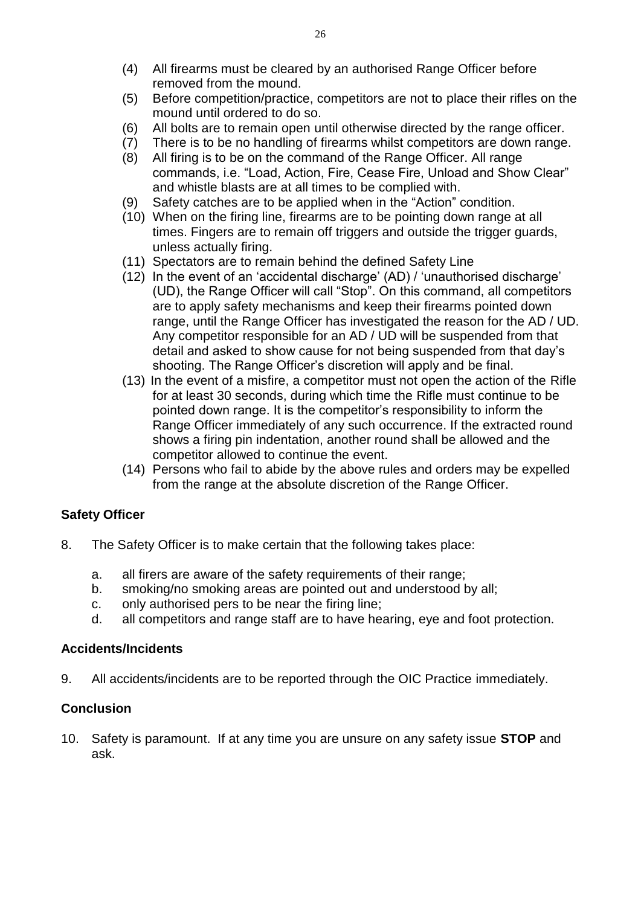(4) All firearms must be cleared by an authorised Range Officer before removed from the mound.

(5) Before competition/practice, competitors are not to place their rifles on the mound until ordered to do so.

(6) All bolts are to remain open until otherwise directed by the range officer.

(7) There is to be no handling of firearms whilst competitors are down range.

(8) All firing is to be on the command of the Range Officer. All range commands, i.e. “Load, Action, Fire, Cease Fire, Unload and Show Clear” and whistle blasts are at all times to be complied with.

(9) Safety catches are to be applied when in the “Action” condition.

(10) When on the firing line, firearms are to be pointing down range at all times. Fingers are to remain off triggers and outside the trigger guards, unless actually firing.

(11) Spectators are to remain behind the defined Safety Line

(12) In the event of an ‘accidental discharge’ (AD) / ‘unauthorised discharge’ (UD), the Range Officer will call “Stop”. On this command, all competitors are to apply safety mechanisms and keep their firearms pointed down range, until the Range Officer has investigated the reason for the AD / UD. Any competitor responsible for an AD / UD will be suspended from that detail and asked to show cause for not being suspended from that day’s shooting. The Range Officer’s discretion will apply and be final.

(13) In the event of a misfire, a competitor must not open the action of the Rifle for at least 30 seconds, during which time the Rifle must continue to be pointed down range. It is the competitor’s responsibility to inform the Range Officer immediately of any such occurrence. If the extracted round shows a firing pin indentation, another round shall be allowed and the competitor allowed to continue the event.

(14) Persons who fail to abide by the above rules and orders may be expelled from the range at the absolute discretion of the Range Officer.

## Safety Officer

8. The Safety Officer is to make certain that the following takes place:

   a. all firers are aware of the safety requirements of their range;

   b. smoking/no smoking areas are pointed out and understood by all;

   c. only authorised pers to be near the firing line;

   d. all competitors and range staff are to have hearing, eye and foot protection.

## Accidents/Incidents

9. All accidents/incidents are to be reported through the OIC Practice immediately.

## Conclusion

10. Safety is paramount. If at any time you are unsure on any safety issue **STOP** and ask.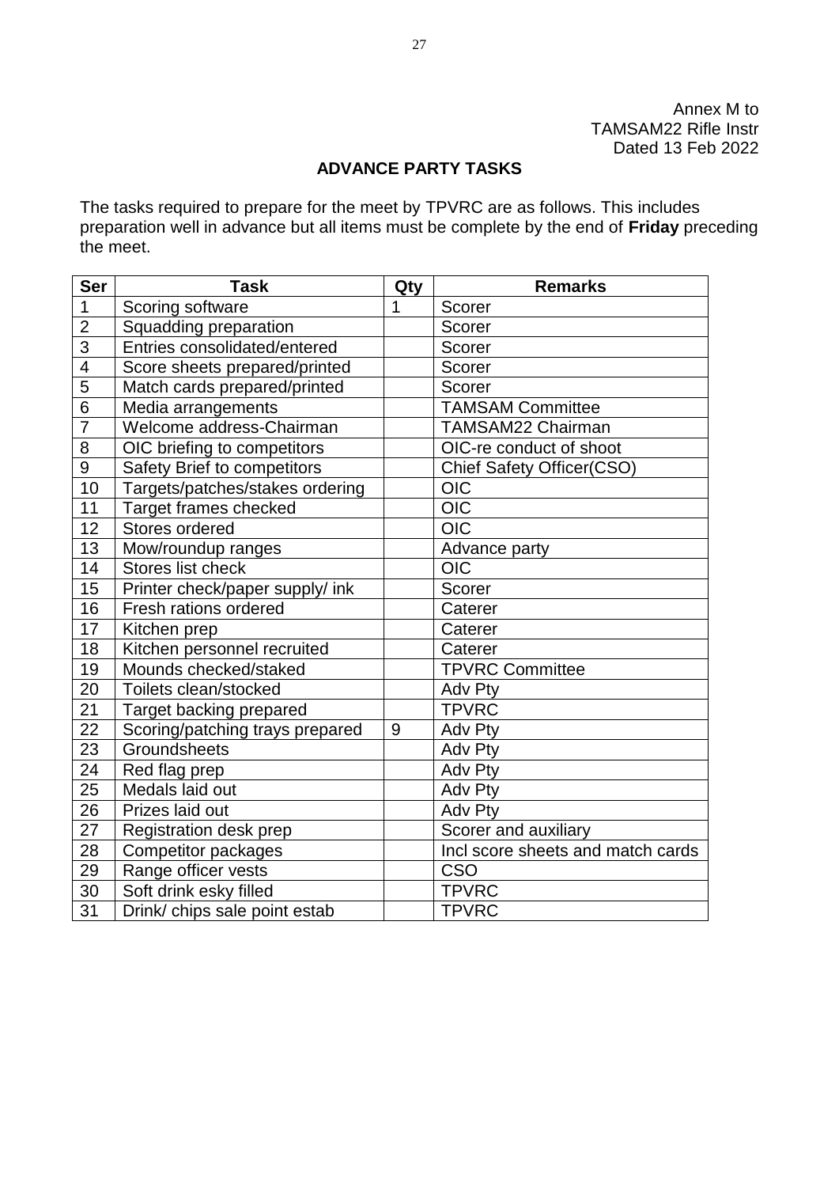Annex M to
TAMSAM22 Rifle Instr
Dated 13 Feb 2022

## ADVANCE PARTY TASKS

The tasks required to prepare for the meet by TPVRC are as follows. This includes preparation well in advance but all items must be complete by the end of **Friday** preceding the meet.

| Ser | Task | Qty | Remarks |
|---|---|---|---|
| 1 | Scoring software | 1 | Scorer |
| 2 | Squadding preparation | | Scorer |
| 3 | Entries consolidated/entered | | Scorer |
| 4 | Score sheets prepared/printed | | Scorer |
| 5 | Match cards prepared/printed | | Scorer |
| 6 | Media arrangements | | TAMSAM Committee |
| 7 | Welcome address-Chairman | | TAMSAM22 Chairman |
| 8 | OIC briefing to competitors | | OIC-re conduct of shoot |
| 9 | Safety Brief to competitors | | Chief Safety Officer(CSO) |
| 10 | Targets/patches/stakes ordering | | OIC |
| 11 | Target frames checked | | OIC |
| 12 | Stores ordered | | OIC |
| 13 | Mow/roundup ranges | | Advance party |
| 14 | Stores list check | | OIC |
| 15 | Printer check/paper supply/ ink | | Scorer |
| 16 | Fresh rations ordered | | Caterer |
| 17 | Kitchen prep | | Caterer |
| 18 | Kitchen personnel recruited | | Caterer |
| 19 | Mounds checked/staked | | TPVRC Committee |
| 20 | Toilets clean/stocked | | Adv Pty |
| 21 | Target backing prepared | | TPVRC |
| 22 | Scoring/patching trays prepared | 9 | Adv Pty |
| 23 | Groundsheets | | Adv Pty |
| 24 | Red flag prep | | Adv Pty |
| 25 | Medals laid out | | Adv Pty |
| 26 | Prizes laid out | | Adv Pty |
| 27 | Registration desk prep | | Scorer and auxiliary |
| 28 | Competitor packages | | Incl score sheets and match cards |
| 29 | Range officer vests | | CSO |
| 30 | Soft drink esky filled | | TPVRC |
| 31 | Drink/ chips sale point estab | | TPVRC |